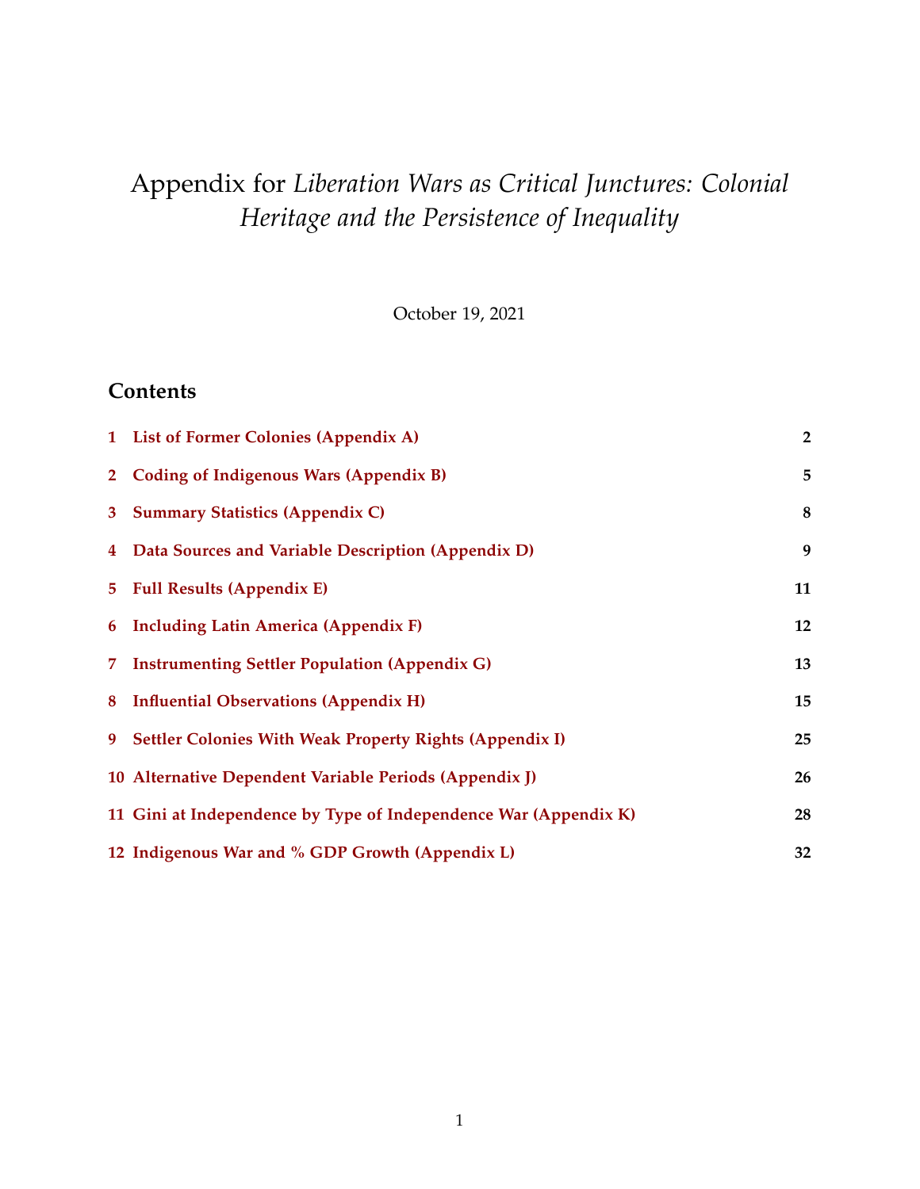# Appendix for *Liberation Wars as Critical Junctures: Colonial Heritage and the Persistence of Inequality*

October 19, 2021

## Contents

| | | |
|---|---|---|
| 1 | **List of Former Colonies (Appendix A)** | **2** |
| 2 | **Coding of Indigenous Wars (Appendix B)** | **5** |
| 3 | **Summary Statistics (Appendix C)** | **8** |
| 4 | **Data Sources and Variable Description (Appendix D)** | **9** |
| 5 | **Full Results (Appendix E)** | **11** |
| 6 | **Including Latin America (Appendix F)** | **12** |
| 7 | **Instrumenting Settler Population (Appendix G)** | **13** |
| 8 | **Influential Observations (Appendix H)** | **15** |
| 9 | **Settler Colonies With Weak Property Rights (Appendix I)** | **25** |
| 10 | **Alternative Dependent Variable Periods (Appendix J)** | **26** |
| 11 | **Gini at Independence by Type of Independence War (Appendix K)** | **28** |
| 12 | **Indigenous War and % GDP Growth (Appendix L)** | **32** |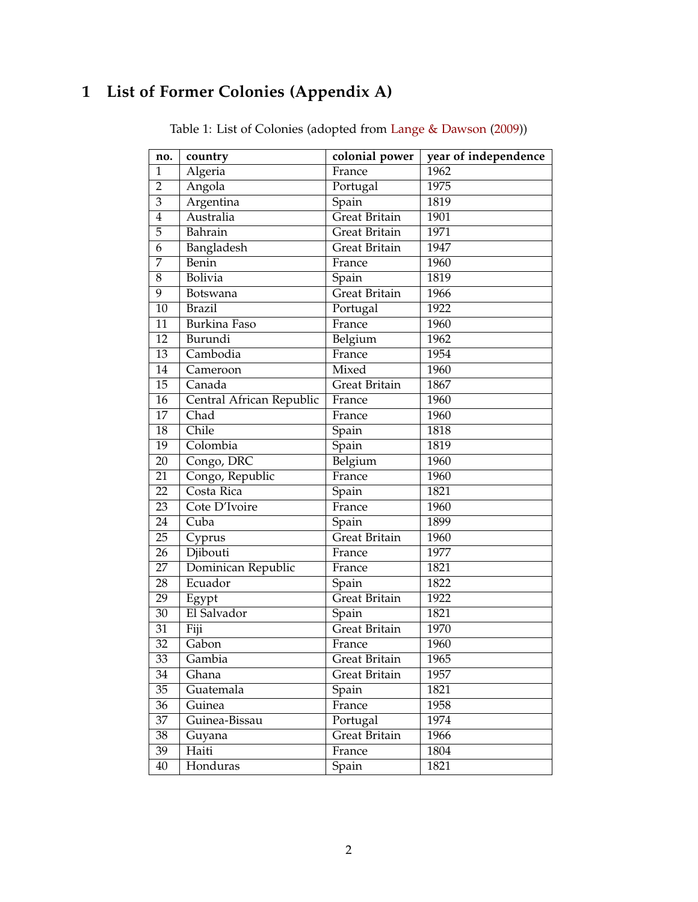# 1 List of Former Colonies (Appendix A)

Table 1: List of Colonies (adopted from Lange & Dawson (2009))

| no. | country | colonial power | year of independence |
|---|---|---|---|
| 1 | Algeria | France | 1962 |
| 2 | Angola | Portugal | 1975 |
| 3 | Argentina | Spain | 1819 |
| 4 | Australia | Great Britain | 1901 |
| 5 | Bahrain | Great Britain | 1971 |
| 6 | Bangladesh | Great Britain | 1947 |
| 7 | Benin | France | 1960 |
| 8 | Bolivia | Spain | 1819 |
| 9 | Botswana | Great Britain | 1966 |
| 10 | Brazil | Portugal | 1922 |
| 11 | Burkina Faso | France | 1960 |
| 12 | Burundi | Belgium | 1962 |
| 13 | Cambodia | France | 1954 |
| 14 | Cameroon | Mixed | 1960 |
| 15 | Canada | Great Britain | 1867 |
| 16 | Central African Republic | France | 1960 |
| 17 | Chad | France | 1960 |
| 18 | Chile | Spain | 1818 |
| 19 | Colombia | Spain | 1819 |
| 20 | Congo, DRC | Belgium | 1960 |
| 21 | Congo, Republic | France | 1960 |
| 22 | Costa Rica | Spain | 1821 |
| 23 | Cote D'Ivoire | France | 1960 |
| 24 | Cuba | Spain | 1899 |
| 25 | Cyprus | Great Britain | 1960 |
| 26 | Djibouti | France | 1977 |
| 27 | Dominican Republic | France | 1821 |
| 28 | Ecuador | Spain | 1822 |
| 29 | Egypt | Great Britain | 1922 |
| 30 | El Salvador | Spain | 1821 |
| 31 | Fiji | Great Britain | 1970 |
| 32 | Gabon | France | 1960 |
| 33 | Gambia | Great Britain | 1965 |
| 34 | Ghana | Great Britain | 1957 |
| 35 | Guatemala | Spain | 1821 |
| 36 | Guinea | France | 1958 |
| 37 | Guinea-Bissau | Portugal | 1974 |
| 38 | Guyana | Great Britain | 1966 |
| 39 | Haiti | France | 1804 |
| 40 | Honduras | Spain | 1821 |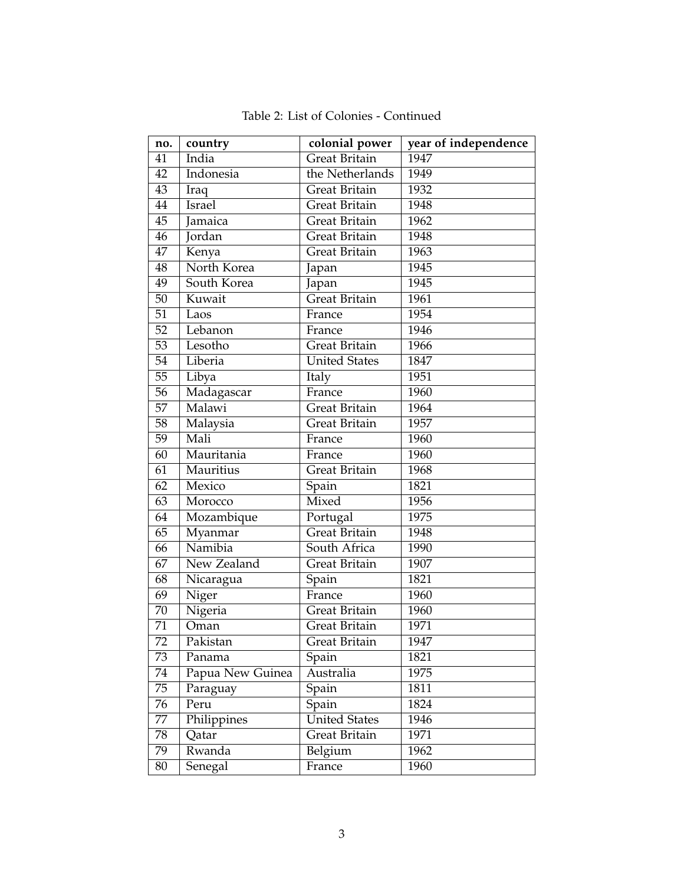Table 2: List of Colonies - Continued

| no. | country | colonial power | year of independence |
|---|---|---|---|
| 41 | India | Great Britain | 1947 |
| 42 | Indonesia | the Netherlands | 1949 |
| 43 | Iraq | Great Britain | 1932 |
| 44 | Israel | Great Britain | 1948 |
| 45 | Jamaica | Great Britain | 1962 |
| 46 | Jordan | Great Britain | 1948 |
| 47 | Kenya | Great Britain | 1963 |
| 48 | North Korea | Japan | 1945 |
| 49 | South Korea | Japan | 1945 |
| 50 | Kuwait | Great Britain | 1961 |
| 51 | Laos | France | 1954 |
| 52 | Lebanon | France | 1946 |
| 53 | Lesotho | Great Britain | 1966 |
| 54 | Liberia | United States | 1847 |
| 55 | Libya | Italy | 1951 |
| 56 | Madagascar | France | 1960 |
| 57 | Malawi | Great Britain | 1964 |
| 58 | Malaysia | Great Britain | 1957 |
| 59 | Mali | France | 1960 |
| 60 | Mauritania | France | 1960 |
| 61 | Mauritius | Great Britain | 1968 |
| 62 | Mexico | Spain | 1821 |
| 63 | Morocco | Mixed | 1956 |
| 64 | Mozambique | Portugal | 1975 |
| 65 | Myanmar | Great Britain | 1948 |
| 66 | Namibia | South Africa | 1990 |
| 67 | New Zealand | Great Britain | 1907 |
| 68 | Nicaragua | Spain | 1821 |
| 69 | Niger | France | 1960 |
| 70 | Nigeria | Great Britain | 1960 |
| 71 | Oman | Great Britain | 1971 |
| 72 | Pakistan | Great Britain | 1947 |
| 73 | Panama | Spain | 1821 |
| 74 | Papua New Guinea | Australia | 1975 |
| 75 | Paraguay | Spain | 1811 |
| 76 | Peru | Spain | 1824 |
| 77 | Philippines | United States | 1946 |
| 78 | Qatar | Great Britain | 1971 |
| 79 | Rwanda | Belgium | 1962 |
| 80 | Senegal | France | 1960 |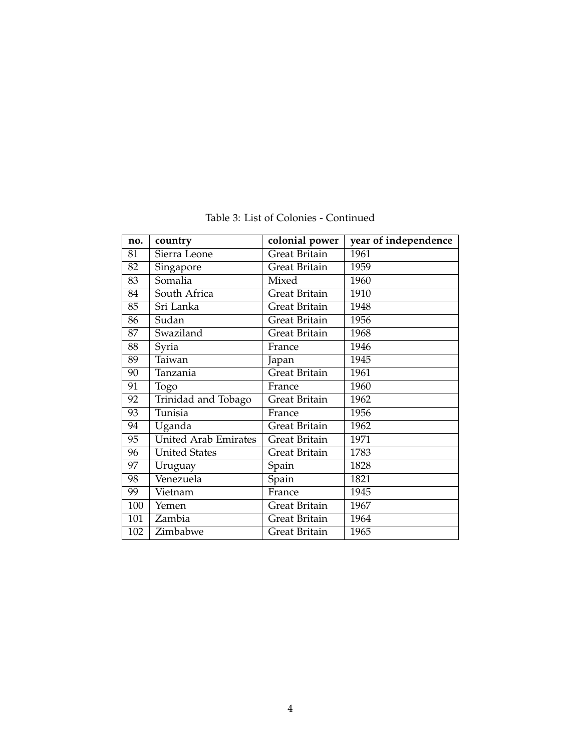Table 3: List of Colonies - Continued

| no. | country | colonial power | year of independence |
|---|---|---|---|
| 81 | Sierra Leone | Great Britain | 1961 |
| 82 | Singapore | Great Britain | 1959 |
| 83 | Somalia | Mixed | 1960 |
| 84 | South Africa | Great Britain | 1910 |
| 85 | Sri Lanka | Great Britain | 1948 |
| 86 | Sudan | Great Britain | 1956 |
| 87 | Swaziland | Great Britain | 1968 |
| 88 | Syria | France | 1946 |
| 89 | Taiwan | Japan | 1945 |
| 90 | Tanzania | Great Britain | 1961 |
| 91 | Togo | France | 1960 |
| 92 | Trinidad and Tobago | Great Britain | 1962 |
| 93 | Tunisia | France | 1956 |
| 94 | Uganda | Great Britain | 1962 |
| 95 | United Arab Emirates | Great Britain | 1971 |
| 96 | United States | Great Britain | 1783 |
| 97 | Uruguay | Spain | 1828 |
| 98 | Venezuela | Spain | 1821 |
| 99 | Vietnam | France | 1945 |
| 100 | Yemen | Great Britain | 1967 |
| 101 | Zambia | Great Britain | 1964 |
| 102 | Zimbabwe | Great Britain | 1965 |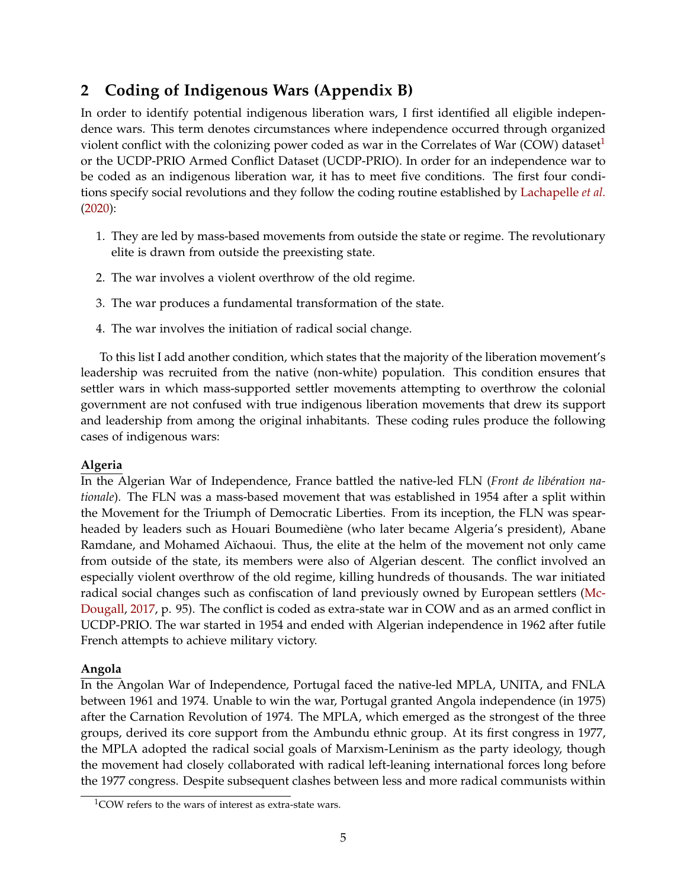## 2 Coding of Indigenous Wars (Appendix B)

In order to identify potential indigenous liberation wars, I first identified all eligible independence wars. This term denotes circumstances where independence occurred through organized violent conflict with the colonizing power coded as war in the Correlates of War (COW) dataset[1] or the UCDP-PRIO Armed Conflict Dataset (UCDP-PRIO). In order for an independence war to be coded as an indigenous liberation war, it has to meet five conditions. The first four conditions specify social revolutions and they follow the coding routine established by Lachapelle *et al.* (2020):

1. They are led by mass-based movements from outside the state or regime. The revolutionary elite is drawn from outside the preexisting state.
2. The war involves a violent overthrow of the old regime.
3. The war produces a fundamental transformation of the state.
4. The war involves the initiation of radical social change.

To this list I add another condition, which states that the majority of the liberation movement's leadership was recruited from the native (non-white) population. This condition ensures that settler wars in which mass-supported settler movements attempting to overthrow the colonial government are not confused with true indigenous liberation movements that drew its support and leadership from among the original inhabitants. These coding rules produce the following cases of indigenous wars:

**Algeria**

In the Algerian War of Independence, France battled the native-led FLN (*Front de libération nationale*). The FLN was a mass-based movement that was established in 1954 after a split within the Movement for the Triumph of Democratic Liberties. From its inception, the FLN was spearheaded by leaders such as Houari Boumediène (who later became Algeria's president), Abane Ramdane, and Mohamed Aïchaoui. Thus, the elite at the helm of the movement not only came from outside of the state, its members were also of Algerian descent. The conflict involved an especially violent overthrow of the old regime, killing hundreds of thousands. The war initiated radical social changes such as confiscation of land previously owned by European settlers (McDougall, 2017, p. 95). The conflict is coded as extra-state war in COW and as an armed conflict in UCDP-PRIO. The war started in 1954 and ended with Algerian independence in 1962 after futile French attempts to achieve military victory.

**Angola**

In the Angolan War of Independence, Portugal faced the native-led MPLA, UNITA, and FNLA between 1961 and 1974. Unable to win the war, Portugal granted Angola independence (in 1975) after the Carnation Revolution of 1974. The MPLA, which emerged as the strongest of the three groups, derived its core support from the Ambundu ethnic group. At its first congress in 1977, the MPLA adopted the radical social goals of Marxism-Leninism as the party ideology, though the movement had closely collaborated with radical left-leaning international forces long before the 1977 congress. Despite subsequent clashes between less and more radical communists within

[1] COW refers to the wars of interest as extra-state wars.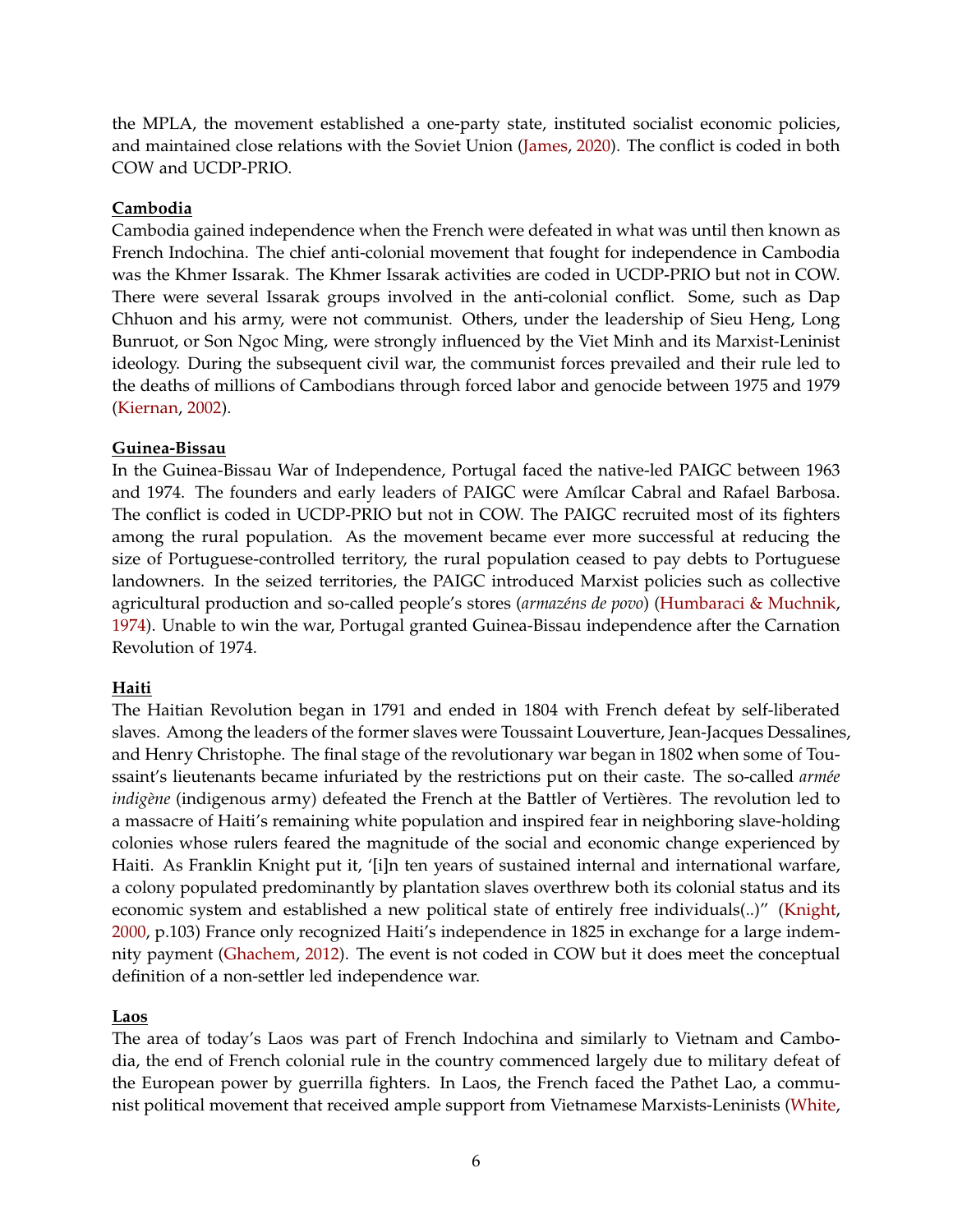the MPLA, the movement established a one-party state, instituted socialist economic policies, and maintained close relations with the Soviet Union (James, 2020). The conflict is coded in both COW and UCDP-PRIO.

**Cambodia**

Cambodia gained independence when the French were defeated in what was until then known as French Indochina. The chief anti-colonial movement that fought for independence in Cambodia was the Khmer Issarak. The Khmer Issarak activities are coded in UCDP-PRIO but not in COW. There were several Issarak groups involved in the anti-colonial conflict. Some, such as Dap Chhuon and his army, were not communist. Others, under the leadership of Sieu Heng, Long Bunruot, or Son Ngoc Ming, were strongly influenced by the Viet Minh and its Marxist-Leninist ideology. During the subsequent civil war, the communist forces prevailed and their rule led to the deaths of millions of Cambodians through forced labor and genocide between 1975 and 1979 (Kiernan, 2002).

**Guinea-Bissau**

In the Guinea-Bissau War of Independence, Portugal faced the native-led PAIGC between 1963 and 1974. The founders and early leaders of PAIGC were Amílcar Cabral and Rafael Barbosa. The conflict is coded in UCDP-PRIO but not in COW. The PAIGC recruited most of its fighters among the rural population. As the movement became ever more successful at reducing the size of Portuguese-controlled territory, the rural population ceased to pay debts to Portuguese landowners. In the seized territories, the PAIGC introduced Marxist policies such as collective agricultural production and so-called people's stores (*armazéns de povo*) (Humbaraci & Muchnik, 1974). Unable to win the war, Portugal granted Guinea-Bissau independence after the Carnation Revolution of 1974.

**Haiti**

The Haitian Revolution began in 1791 and ended in 1804 with French defeat by self-liberated slaves. Among the leaders of the former slaves were Toussaint Louverture, Jean-Jacques Dessalines, and Henry Christophe. The final stage of the revolutionary war began in 1802 when some of Toussaint's lieutenants became infuriated by the restrictions put on their caste. The so-called *armée indigène* (indigenous army) defeated the French at the Battler of Vertières. The revolution led to a massacre of Haiti's remaining white population and inspired fear in neighboring slave-holding colonies whose rulers feared the magnitude of the social and economic change experienced by Haiti. As Franklin Knight put it, '[i]n ten years of sustained internal and international warfare, a colony populated predominantly by plantation slaves overthrew both its colonial status and its economic system and established a new political state of entirely free individuals(..)" (Knight, 2000, p.103) France only recognized Haiti's independence in 1825 in exchange for a large indemnity payment (Ghachem, 2012). The event is not coded in COW but it does meet the conceptual definition of a non-settler led independence war.

**Laos**

The area of today's Laos was part of French Indochina and similarly to Vietnam and Cambodia, the end of French colonial rule in the country commenced largely due to military defeat of the European power by guerrilla fighters. In Laos, the French faced the Pathet Lao, a communist political movement that received ample support from Vietnamese Marxists-Leninists (White,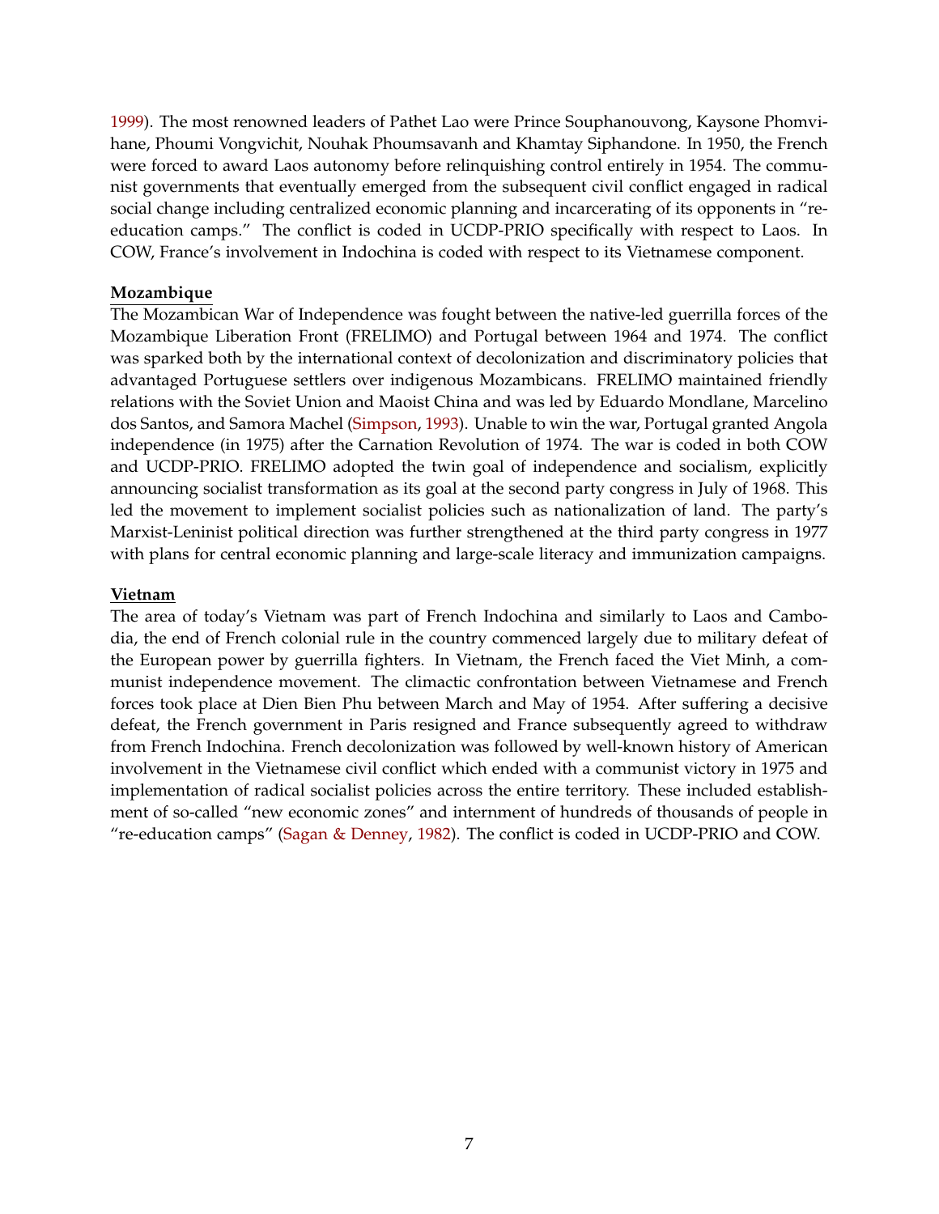1999). The most renowned leaders of Pathet Lao were Prince Souphanouvong, Kaysone Phomvihane, Phoumi Vongvichit, Nouhak Phoumsavanh and Khamtay Siphandone. In 1950, the French were forced to award Laos autonomy before relinquishing control entirely in 1954. The communist governments that eventually emerged from the subsequent civil conflict engaged in radical social change including centralized economic planning and incarcerating of its opponents in "re-education camps." The conflict is coded in UCDP-PRIO specifically with respect to Laos. In COW, France's involvement in Indochina is coded with respect to its Vietnamese component.

**Mozambique**

The Mozambican War of Independence was fought between the native-led guerrilla forces of the Mozambique Liberation Front (FRELIMO) and Portugal between 1964 and 1974. The conflict was sparked both by the international context of decolonization and discriminatory policies that advantaged Portuguese settlers over indigenous Mozambicans. FRELIMO maintained friendly relations with the Soviet Union and Maoist China and was led by Eduardo Mondlane, Marcelino dos Santos, and Samora Machel (Simpson, 1993). Unable to win the war, Portugal granted Angola independence (in 1975) after the Carnation Revolution of 1974. The war is coded in both COW and UCDP-PRIO. FRELIMO adopted the twin goal of independence and socialism, explicitly announcing socialist transformation as its goal at the second party congress in July of 1968. This led the movement to implement socialist policies such as nationalization of land. The party's Marxist-Leninist political direction was further strengthened at the third party congress in 1977 with plans for central economic planning and large-scale literacy and immunization campaigns.

**Vietnam**

The area of today's Vietnam was part of French Indochina and similarly to Laos and Cambodia, the end of French colonial rule in the country commenced largely due to military defeat of the European power by guerrilla fighters. In Vietnam, the French faced the Viet Minh, a communist independence movement. The climactic confrontation between Vietnamese and French forces took place at Dien Bien Phu between March and May of 1954. After suffering a decisive defeat, the French government in Paris resigned and France subsequently agreed to withdraw from French Indochina. French decolonization was followed by well-known history of American involvement in the Vietnamese civil conflict which ended with a communist victory in 1975 and implementation of radical socialist policies across the entire territory. These included establishment of so-called "new economic zones" and internment of hundreds of thousands of people in "re-education camps" (Sagan & Denney, 1982). The conflict is coded in UCDP-PRIO and COW.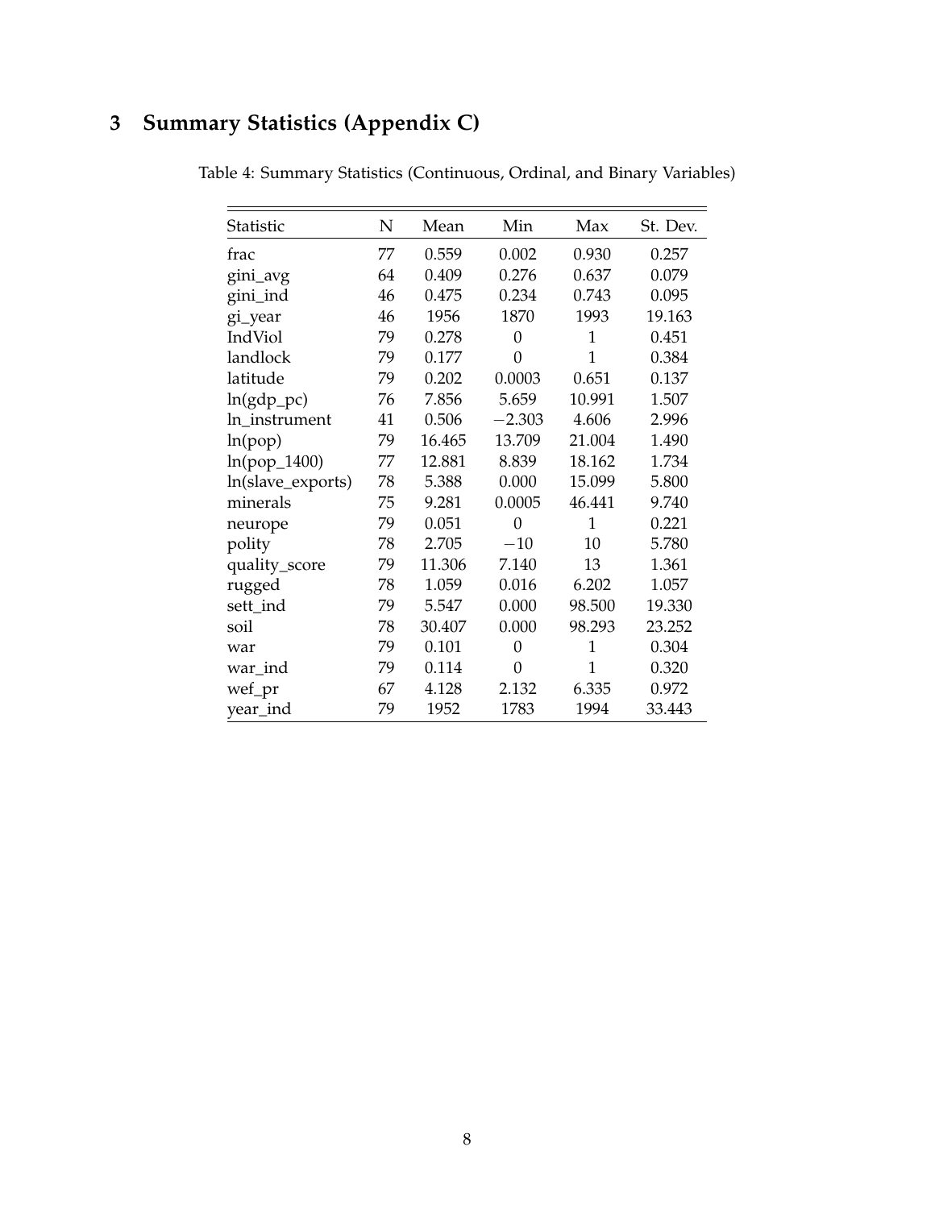## 3 Summary Statistics (Appendix C)

Table 4: Summary Statistics (Continuous, Ordinal, and Binary Variables)

| Statistic | N | Mean | Min | Max | St. Dev. |
|---|---|---|---|---|---|
| frac | 77 | 0.559 | 0.002 | 0.930 | 0.257 |
| gini_avg | 64 | 0.409 | 0.276 | 0.637 | 0.079 |
| gini_ind | 46 | 0.475 | 0.234 | 0.743 | 0.095 |
| gi_year | 46 | 1956 | 1870 | 1993 | 19.163 |
| IndViol | 79 | 0.278 | 0 | 1 | 0.451 |
| landlock | 79 | 0.177 | 0 | 1 | 0.384 |
| latitude | 79 | 0.202 | 0.0003 | 0.651 | 0.137 |
| ln(gdp_pc) | 76 | 7.856 | 5.659 | 10.991 | 1.507 |
| ln_instrument | 41 | 0.506 | −2.303 | 4.606 | 2.996 |
| ln(pop) | 79 | 16.465 | 13.709 | 21.004 | 1.490 |
| ln(pop_1400) | 77 | 12.881 | 8.839 | 18.162 | 1.734 |
| ln(slave_exports) | 78 | 5.388 | 0.000 | 15.099 | 5.800 |
| minerals | 75 | 9.281 | 0.0005 | 46.441 | 9.740 |
| neurope | 79 | 0.051 | 0 | 1 | 0.221 |
| polity | 78 | 2.705 | −10 | 10 | 5.780 |
| quality_score | 79 | 11.306 | 7.140 | 13 | 1.361 |
| rugged | 78 | 1.059 | 0.016 | 6.202 | 1.057 |
| sett_ind | 79 | 5.547 | 0.000 | 98.500 | 19.330 |
| soil | 78 | 30.407 | 0.000 | 98.293 | 23.252 |
| war | 79 | 0.101 | 0 | 1 | 0.304 |
| war_ind | 79 | 0.114 | 0 | 1 | 0.320 |
| wef_pr | 67 | 4.128 | 2.132 | 6.335 | 0.972 |
| year_ind | 79 | 1952 | 1783 | 1994 | 33.443 |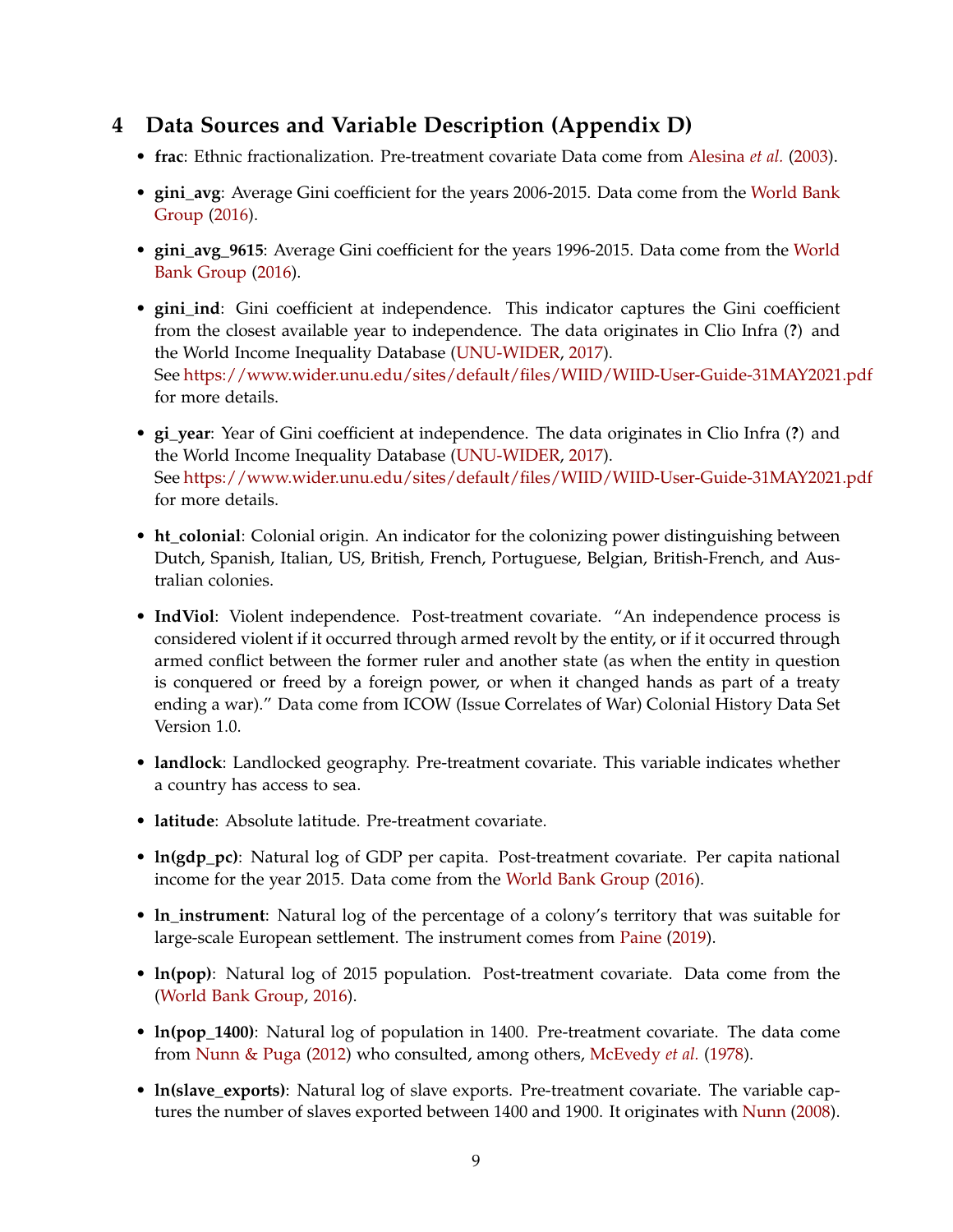## 4 Data Sources and Variable Description (Appendix D)

- **frac**: Ethnic fractionalization. Pre-treatment covariate Data come from Alesina *et al.* (2003).
- **gini_avg**: Average Gini coefficient for the years 2006-2015. Data come from the World Bank Group (2016).
- **gini_avg_9615**: Average Gini coefficient for the years 1996-2015. Data come from the World Bank Group (2016).
- **gini_ind**: Gini coefficient at independence. This indicator captures the Gini coefficient from the closest available year to independence. The data originates in Clio Infra (**?**) and the World Income Inequality Database (UNU-WIDER, 2017). See https://www.wider.unu.edu/sites/default/files/WIID/WIID-User-Guide-31MAY2021.pdf for more details.
- **gi_year**: Year of Gini coefficient at independence. The data originates in Clio Infra (**?**) and the World Income Inequality Database (UNU-WIDER, 2017). See https://www.wider.unu.edu/sites/default/files/WIID/WIID-User-Guide-31MAY2021.pdf for more details.
- **ht_colonial**: Colonial origin. An indicator for the colonizing power distinguishing between Dutch, Spanish, Italian, US, British, French, Portuguese, Belgian, British-French, and Australian colonies.
- **IndViol**: Violent independence. Post-treatment covariate. "An independence process is considered violent if it occurred through armed revolt by the entity, or if it occurred through armed conflict between the former ruler and another state (as when the entity in question is conquered or freed by a foreign power, or when it changed hands as part of a treaty ending a war)." Data come from ICOW (Issue Correlates of War) Colonial History Data Set Version 1.0.
- **landlock**: Landlocked geography. Pre-treatment covariate. This variable indicates whether a country has access to sea.
- **latitude**: Absolute latitude. Pre-treatment covariate.
- **ln(gdp_pc)**: Natural log of GDP per capita. Post-treatment covariate. Per capita national income for the year 2015. Data come from the World Bank Group (2016).
- **ln_instrument**: Natural log of the percentage of a colony's territory that was suitable for large-scale European settlement. The instrument comes from Paine (2019).
- **ln(pop)**: Natural log of 2015 population. Post-treatment covariate. Data come from the (World Bank Group, 2016).
- **ln(pop_1400)**: Natural log of population in 1400. Pre-treatment covariate. The data come from Nunn & Puga (2012) who consulted, among others, McEvedy *et al.* (1978).
- **ln(slave_exports)**: Natural log of slave exports. Pre-treatment covariate. The variable captures the number of slaves exported between 1400 and 1900. It originates with Nunn (2008).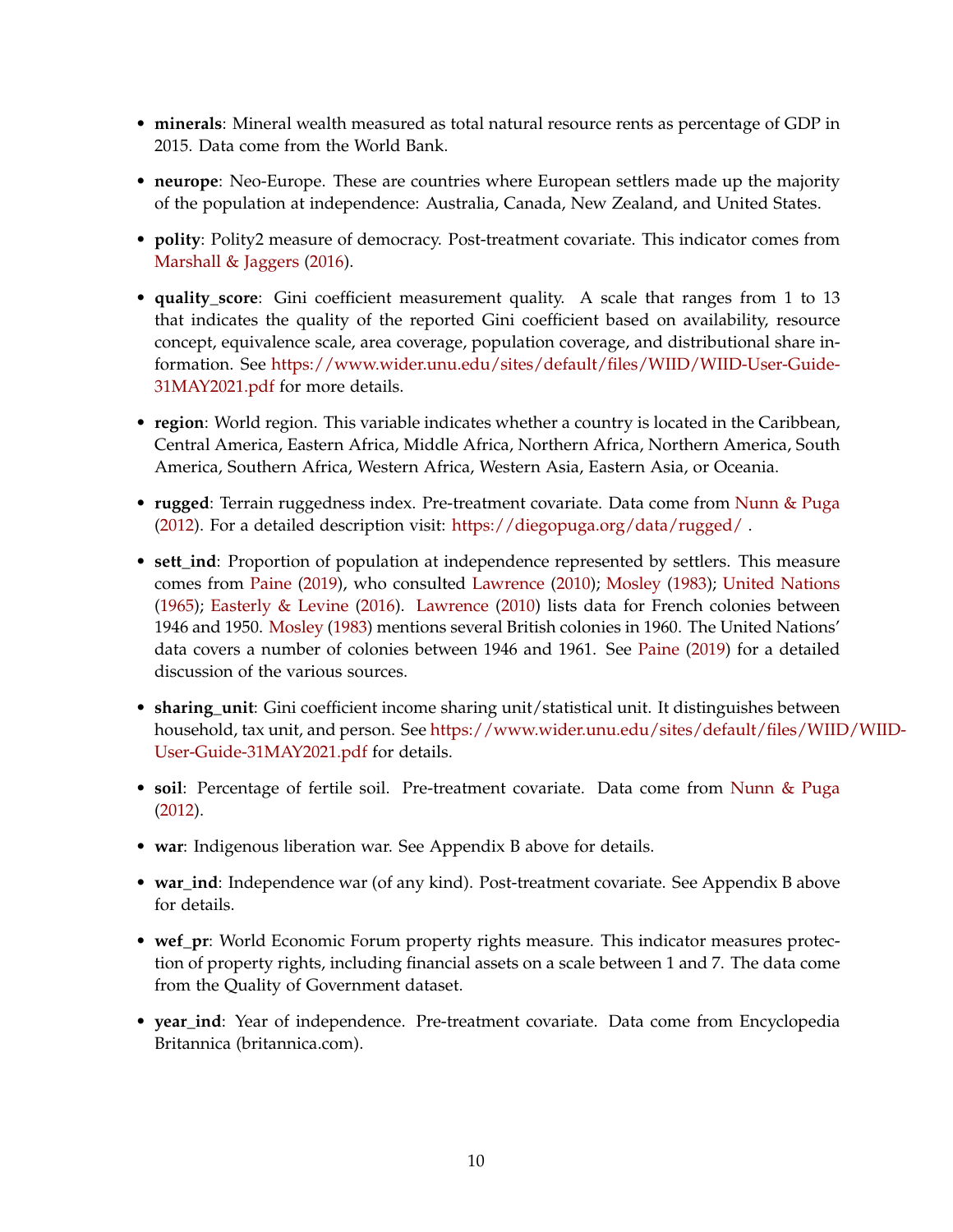- **minerals**: Mineral wealth measured as total natural resource rents as percentage of GDP in 2015. Data come from the World Bank.

- **neurope**: Neo-Europe. These are countries where European settlers made up the majority of the population at independence: Australia, Canada, New Zealand, and United States.

- **polity**: Polity2 measure of democracy. Post-treatment covariate. This indicator comes from Marshall & Jaggers (2016).

- **quality_score**: Gini coefficient measurement quality. A scale that ranges from 1 to 13 that indicates the quality of the reported Gini coefficient based on availability, resource concept, equivalence scale, area coverage, population coverage, and distributional share information. See https://www.wider.unu.edu/sites/default/files/WIID/WIID-User-Guide-31MAY2021.pdf for more details.

- **region**: World region. This variable indicates whether a country is located in the Caribbean, Central America, Eastern Africa, Middle Africa, Northern Africa, Northern America, South America, Southern Africa, Western Africa, Western Asia, Eastern Asia, or Oceania.

- **rugged**: Terrain ruggedness index. Pre-treatment covariate. Data come from Nunn & Puga (2012). For a detailed description visit: https://diegopuga.org/data/rugged/ .

- **sett_ind**: Proportion of population at independence represented by settlers. This measure comes from Paine (2019), who consulted Lawrence (2010); Mosley (1983); United Nations (1965); Easterly & Levine (2016). Lawrence (2010) lists data for French colonies between 1946 and 1950. Mosley (1983) mentions several British colonies in 1960. The United Nations' data covers a number of colonies between 1946 and 1961. See Paine (2019) for a detailed discussion of the various sources.

- **sharing_unit**: Gini coefficient income sharing unit/statistical unit. It distinguishes between household, tax unit, and person. See https://www.wider.unu.edu/sites/default/files/WIID/WIID-User-Guide-31MAY2021.pdf for details.

- **soil**: Percentage of fertile soil. Pre-treatment covariate. Data come from Nunn & Puga (2012).

- **war**: Indigenous liberation war. See Appendix B above for details.

- **war_ind**: Independence war (of any kind). Post-treatment covariate. See Appendix B above for details.

- **wef_pr**: World Economic Forum property rights measure. This indicator measures protection of property rights, including financial assets on a scale between 1 and 7. The data come from the Quality of Government dataset.

- **year_ind**: Year of independence. Pre-treatment covariate. Data come from Encyclopedia Britannica (britannica.com).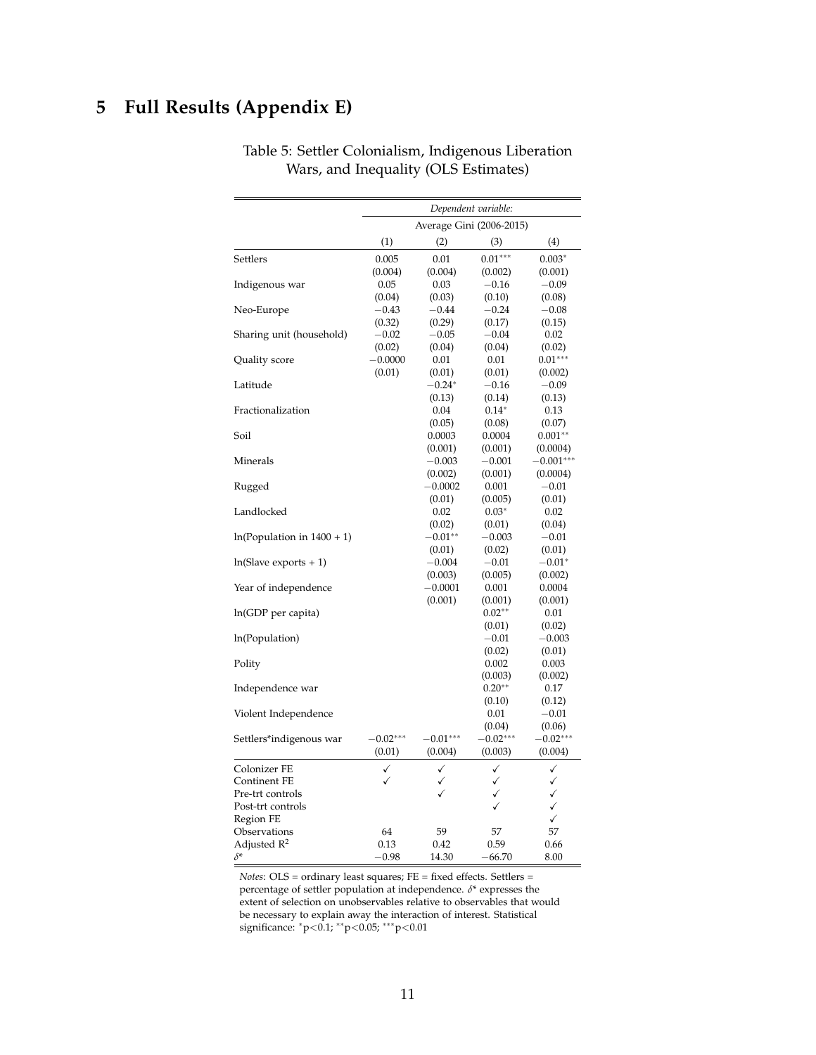# 5 Full Results (Appendix E)

Table 5: Settler Colonialism, Indigenous Liberation Wars, and Inequality (OLS Estimates)

| | *Dependent variable:* | | | |
|---|---|---|---|---|
| | Average Gini (2006-2015) | | | |
| | (1) | (2) | (3) | (4) |
| Settlers | 0.005 | 0.01 | $0.01^{***}$ | $0.003^{*}$ |
| | (0.004) | (0.004) | (0.002) | (0.001) |
| Indigenous war | 0.05 | 0.03 | −0.16 | −0.09 |
| | (0.04) | (0.03) | (0.10) | (0.08) |
| Neo-Europe | −0.43 | −0.44 | −0.24 | −0.08 |
| | (0.32) | (0.29) | (0.17) | (0.15) |
| Sharing unit (household) | −0.02 | −0.05 | −0.04 | 0.02 |
| | (0.02) | (0.04) | (0.04) | (0.02) |
| Quality score | −0.0000 | 0.01 | 0.01 | $0.01^{***}$ |
| | (0.01) | (0.01) | (0.01) | (0.002) |
| Latitude | | $-0.24^{*}$ | −0.16 | −0.09 |
| | | (0.13) | (0.14) | (0.13) |
| Fractionalization | | 0.04 | $0.14^{*}$ | 0.13 |
| | | (0.05) | (0.08) | (0.07) |
| Soil | | 0.0003 | 0.0004 | $0.001^{**}$ |
| | | (0.001) | (0.001) | (0.0004) |
| Minerals | | −0.003 | −0.001 | $-0.001^{***}$ |
| | | (0.002) | (0.001) | (0.0004) |
| Rugged | | −0.0002 | 0.001 | −0.01 |
| | | (0.01) | (0.005) | (0.01) |
| Landlocked | | 0.02 | $0.03^{*}$ | 0.02 |
| | | (0.02) | (0.01) | (0.04) |
| ln(Population in 1400 + 1) | | $-0.01^{**}$ | −0.003 | −0.01 |
| | | (0.01) | (0.02) | (0.01) |
| ln(Slave exports + 1) | | −0.004 | −0.01 | $-0.01^{*}$ |
| | | (0.003) | (0.005) | (0.002) |
| Year of independence | | −0.0001 | 0.001 | 0.0004 |
| | | (0.001) | (0.001) | (0.001) |
| ln(GDP per capita) | | | $0.02^{**}$ | 0.01 |
| | | | (0.01) | (0.02) |
| ln(Population) | | | −0.01 | −0.003 |
| | | | (0.02) | (0.01) |
| Polity | | | 0.002 | 0.003 |
| | | | (0.003) | (0.002) |
| Independence war | | | $0.20^{**}$ | 0.17 |
| | | | (0.10) | (0.12) |
| Violent Independence | | | 0.01 | −0.01 |
| | | | (0.04) | (0.06) |
| Settlers*indigenous war | $-0.02^{***}$ | $-0.01^{***}$ | $-0.02^{***}$ | $-0.02^{***}$ |
| | (0.01) | (0.004) | (0.003) | (0.004) |
| Colonizer FE | ✓ | ✓ | ✓ | ✓ |
| Continent FE | ✓ | ✓ | ✓ | ✓ |
| Pre-trt controls | | ✓ | ✓ | ✓ |
| Post-trt controls | | | ✓ | ✓ |
| Region FE | | | | ✓ |
| Observations | 64 | 59 | 57 | 57 |
| Adjusted $R^2$ | 0.13 | 0.42 | 0.59 | 0.66 |
| $\delta^*$ | −0.98 | 14.30 | −66.70 | 8.00 |

*Notes*: OLS = ordinary least squares; FE = fixed effects. Settlers = percentage of settler population at independence. $\delta^*$ expresses the extent of selection on unobservables relative to observables that would be necessary to explain away the interaction of interest. Statistical significance: $^{*}$p<0.1; $^{**}$p<0.05; $^{***}$p<0.01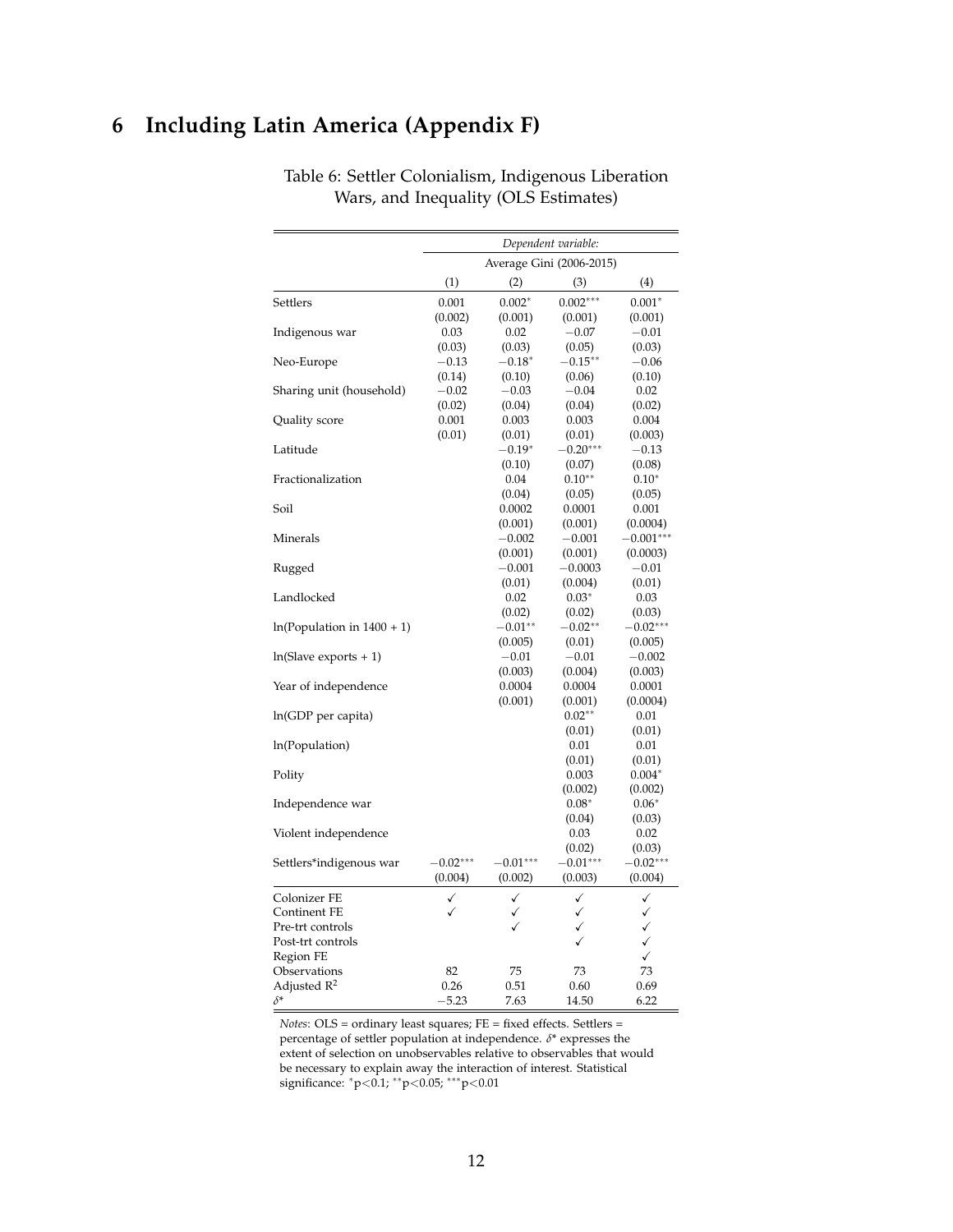# 6 Including Latin America (Appendix F)

Table 6: Settler Colonialism, Indigenous Liberation Wars, and Inequality (OLS Estimates)

| | *Dependent variable:* | | | |
|---|---|---|---|---|
| | Average Gini (2006-2015) | | | |
| | (1) | (2) | (3) | (4) |
| Settlers | 0.001 | $0.002^{*}$ | $0.002^{***}$ | $0.001^{*}$ |
| | (0.002) | (0.001) | (0.001) | (0.001) |
| Indigenous war | 0.03 | 0.02 | −0.07 | −0.01 |
| | (0.03) | (0.03) | (0.05) | (0.03) |
| Neo-Europe | −0.13 | $-0.18^{*}$ | $-0.15^{**}$ | −0.06 |
| | (0.14) | (0.10) | (0.06) | (0.10) |
| Sharing unit (household) | −0.02 | −0.03 | −0.04 | 0.02 |
| | (0.02) | (0.04) | (0.04) | (0.02) |
| Quality score | 0.001 | 0.003 | 0.003 | 0.004 |
| | (0.01) | (0.01) | (0.01) | (0.003) |
| Latitude | | $-0.19^{*}$ | $-0.20^{***}$ | −0.13 |
| | | (0.10) | (0.07) | (0.08) |
| Fractionalization | | 0.04 | $0.10^{**}$ | $0.10^{*}$ |
| | | (0.04) | (0.05) | (0.05) |
| Soil | | 0.0002 | 0.0001 | 0.001 |
| | | (0.001) | (0.001) | (0.0004) |
| Minerals | | −0.002 | −0.001 | $-0.001^{***}$ |
| | | (0.001) | (0.001) | (0.0003) |
| Rugged | | −0.001 | −0.0003 | −0.01 |
| | | (0.01) | (0.004) | (0.01) |
| Landlocked | | 0.02 | $0.03^{*}$ | 0.03 |
| | | (0.02) | (0.02) | (0.03) |
| ln(Population in 1400 + 1) | | $-0.01^{**}$ | $-0.02^{**}$ | $-0.02^{***}$ |
| | | (0.005) | (0.01) | (0.005) |
| ln(Slave exports + 1) | | −0.01 | −0.01 | −0.002 |
| | | (0.003) | (0.004) | (0.003) |
| Year of independence | | 0.0004 | 0.0004 | 0.0001 |
| | | (0.001) | (0.001) | (0.0004) |
| ln(GDP per capita) | | | $0.02^{**}$ | 0.01 |
| | | | (0.01) | (0.01) |
| ln(Population) | | | 0.01 | 0.01 |
| | | | (0.01) | (0.01) |
| Polity | | | 0.003 | $0.004^{*}$ |
| | | | (0.002) | (0.002) |
| Independence war | | | $0.08^{*}$ | $0.06^{*}$ |
| | | | (0.04) | (0.03) |
| Violent independence | | | 0.03 | 0.02 |
| | | | (0.02) | (0.03) |
| Settlers*indigenous war | $-0.02^{***}$ | $-0.01^{***}$ | $-0.01^{***}$ | $-0.02^{***}$ |
| | (0.004) | (0.002) | (0.003) | (0.004) |
| Colonizer FE | ✓ | ✓ | ✓ | ✓ |
| Continent FE | ✓ | ✓ | ✓ | ✓ |
| Pre-trt controls | | ✓ | ✓ | ✓ |
| Post-trt controls | | | ✓ | ✓ |
| Region FE | | | | ✓ |
| Observations | 82 | 75 | 73 | 73 |
| Adjusted $R^2$ | 0.26 | 0.51 | 0.60 | 0.69 |
| $\delta$* | −5.23 | 7.63 | 14.50 | 6.22 |

*Notes*: OLS = ordinary least squares; FE = fixed effects. Settlers = percentage of settler population at independence. $\delta$* expresses the extent of selection on unobservables relative to observables that would be necessary to explain away the interaction of interest. Statistical significance: $^{*}$p<0.1; $^{**}$p<0.05; $^{***}$p<0.01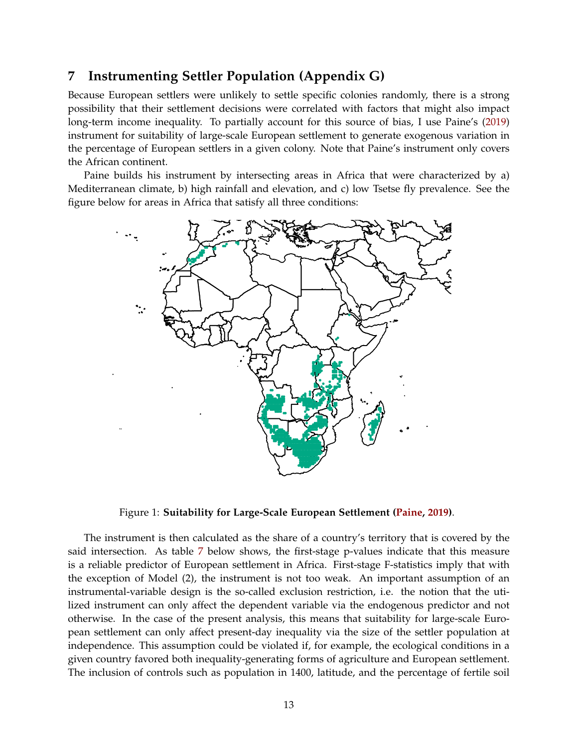## 7 Instrumenting Settler Population (Appendix G)

Because European settlers were unlikely to settle specific colonies randomly, there is a strong possibility that their settlement decisions were correlated with factors that might also impact long-term income inequality. To partially account for this source of bias, I use Paine's (2019) instrument for suitability of large-scale European settlement to generate exogenous variation in the percentage of European settlers in a given colony. Note that Paine's instrument only covers the African continent.

Paine builds his instrument by intersecting areas in Africa that were characterized by a) Mediterranean climate, b) high rainfall and elevation, and c) low Tsetse fly prevalence. See the figure below for areas in Africa that satisfy all three conditions:

Figure 1: **Suitability for Large-Scale European Settlement (Paine, 2019)**.

The instrument is then calculated as the share of a country's territory that is covered by the said intersection. As table 7 below shows, the first-stage p-values indicate that this measure is a reliable predictor of European settlement in Africa. First-stage F-statistics imply that with the exception of Model (2), the instrument is not too weak. An important assumption of an instrumental-variable design is the so-called exclusion restriction, i.e. the notion that the utilized instrument can only affect the dependent variable via the endogenous predictor and not otherwise. In the case of the present analysis, this means that suitability for large-scale European settlement can only affect present-day inequality via the size of the settler population at independence. This assumption could be violated if, for example, the ecological conditions in a given country favored both inequality-generating forms of agriculture and European settlement. The inclusion of controls such as population in 1400, latitude, and the percentage of fertile soil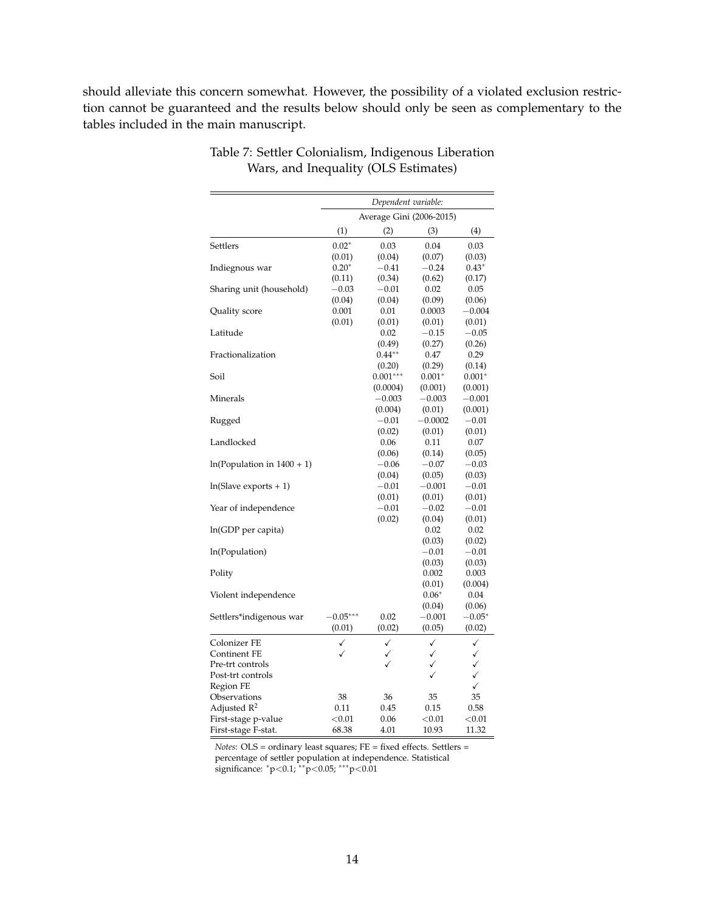should alleviate this concern somewhat. However, the possibility of a violated exclusion restriction cannot be guaranteed and the results below should only be seen as complementary to the tables included in the main manuscript.

Table 7: Settler Colonialism, Indigenous Liberation Wars, and Inequality (OLS Estimates)

| | *Dependent variable:* | | | |
|---|---|---|---|---|
| | Average Gini (2006-2015) | | | |
| | (1) | (2) | (3) | (4) |
| Settlers | 0.02* | 0.03 | 0.04 | 0.03 |
| | (0.01) | (0.04) | (0.07) | (0.03) |
| Indiegnous war | 0.20* | −0.41 | −0.24 | 0.43* |
| | (0.11) | (0.34) | (0.62) | (0.17) |
| Sharing unit (household) | −0.03 | −0.01 | 0.02 | 0.05 |
| | (0.04) | (0.04) | (0.09) | (0.06) |
| Quality score | 0.001 | 0.01 | 0.0003 | −0.004 |
| | (0.01) | (0.01) | (0.01) | (0.01) |
| Latitude | | 0.02 | −0.15 | −0.05 |
| | | (0.49) | (0.27) | (0.26) |
| Fractionalization | | 0.44** | 0.47 | 0.29 |
| | | (0.20) | (0.29) | (0.14) |
| Soil | | 0.001*** | 0.001* | 0.001* |
| | | (0.0004) | (0.001) | (0.001) |
| Minerals | | −0.003 | −0.003 | −0.001 |
| | | (0.004) | (0.01) | (0.001) |
| Rugged | | −0.01 | −0.0002 | −0.01 |
| | | (0.02) | (0.01) | (0.01) |
| Landlocked | | 0.06 | 0.11 | 0.07 |
| | | (0.06) | (0.14) | (0.05) |
| ln(Population in 1400 + 1) | | −0.06 | −0.07 | −0.03 |
| | | (0.04) | (0.05) | (0.03) |
| ln(Slave exports + 1) | | −0.01 | −0.001 | −0.01 |
| | | (0.01) | (0.01) | (0.01) |
| Year of independence | | −0.01 | −0.02 | −0.01 |
| | | (0.02) | (0.04) | (0.01) |
| ln(GDP per capita) | | | 0.02 | 0.02 |
| | | | (0.03) | (0.02) |
| ln(Population) | | | −0.01 | −0.01 |
| | | | (0.03) | (0.03) |
| Polity | | | 0.002 | 0.003 |
| | | | (0.01) | (0.004) |
| Violent independence | | | 0.06* | 0.04 |
| | | | (0.04) | (0.06) |
| Settlers*indigenous war | −0.05*** | 0.02 | −0.001 | −0.05* |
| | (0.01) | (0.02) | (0.05) | (0.02) |
| Colonizer FE | ✓ | ✓ | ✓ | ✓ |
| Continent FE | ✓ | ✓ | ✓ | ✓ |
| Pre-trt controls | | ✓ | ✓ | ✓ |
| Post-trt controls | | | ✓ | ✓ |
| Region FE | | | | ✓ |
| Observations | 38 | 36 | 35 | 35 |
| Adjusted $R^2$ | 0.11 | 0.45 | 0.15 | 0.58 |
| First-stage p-value | <0.01 | 0.06 | <0.01 | <0.01 |
| First-stage F-stat. | 68.38 | 4.01 | 10.93 | 11.32 |

*Notes*: OLS = ordinary least squares; FE = fixed effects. Settlers = percentage of settler population at independence. Statistical significance: *p<0.1; **p<0.05; ***p<0.01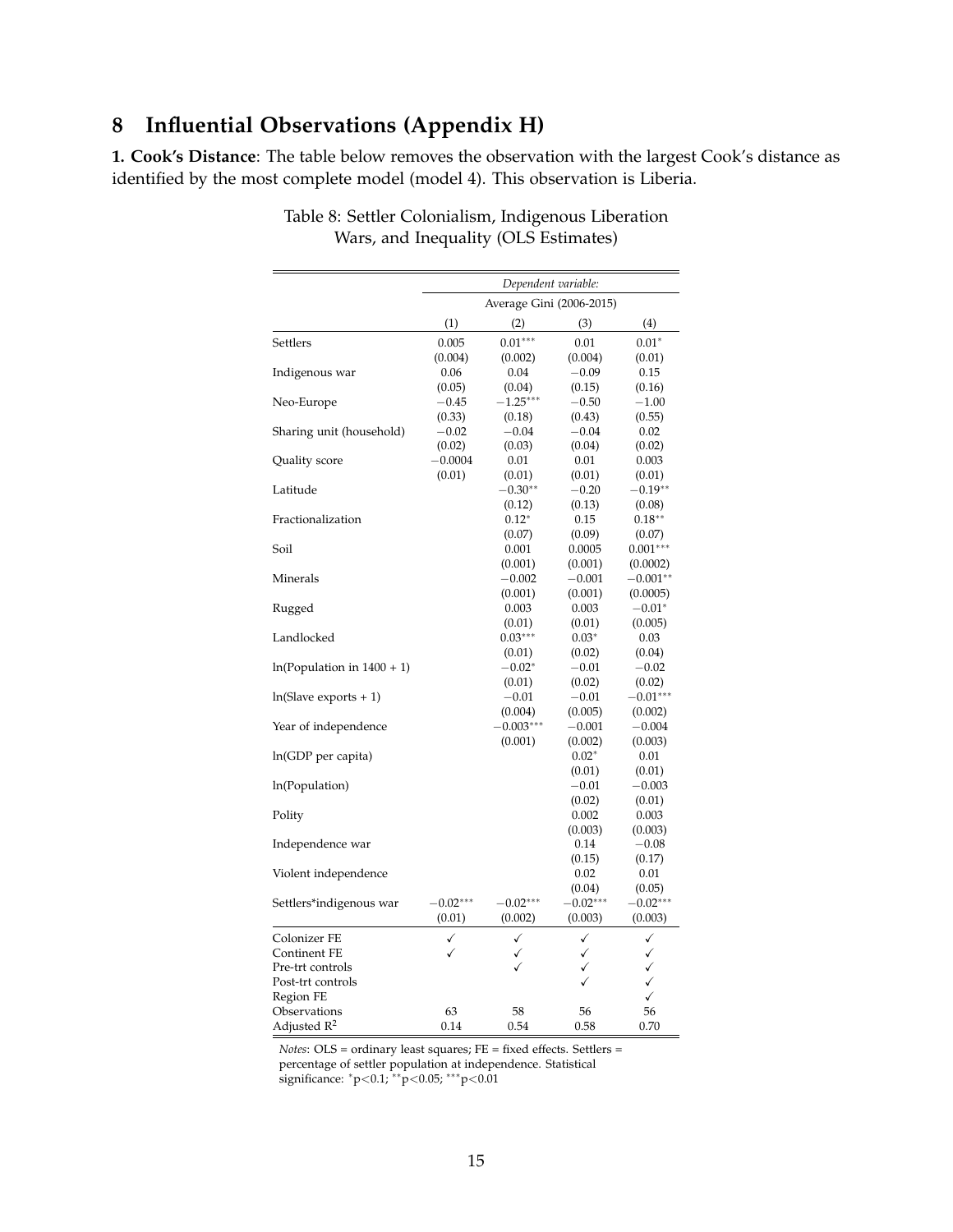## 8 Influential Observations (Appendix H)

**1. Cook's Distance**: The table below removes the observation with the largest Cook's distance as identified by the most complete model (model 4). This observation is Liberia.

Table 8: Settler Colonialism, Indigenous Liberation Wars, and Inequality (OLS Estimates)

| | *Dependent variable:* | | | |
|---|---|---|---|---|
| | Average Gini (2006-2015) | | | |
| | (1) | (2) | (3) | (4) |
| Settlers | 0.005 | $0.01^{***}$ | 0.01 | $0.01^{*}$ |
| | (0.004) | (0.002) | (0.004) | (0.01) |
| Indigenous war | 0.06 | 0.04 | −0.09 | 0.15 |
| | (0.05) | (0.04) | (0.15) | (0.16) |
| Neo-Europe | −0.45 | $-1.25^{***}$ | −0.50 | −1.00 |
| | (0.33) | (0.18) | (0.43) | (0.55) |
| Sharing unit (household) | −0.02 | −0.04 | −0.04 | 0.02 |
| | (0.02) | (0.03) | (0.04) | (0.02) |
| Quality score | −0.0004 | 0.01 | 0.01 | 0.003 |
| | (0.01) | (0.01) | (0.01) | (0.01) |
| Latitude | | $-0.30^{**}$ | −0.20 | $-0.19^{**}$ |
| | | (0.12) | (0.13) | (0.08) |
| Fractionalization | | $0.12^{*}$ | 0.15 | $0.18^{**}$ |
| | | (0.07) | (0.09) | (0.07) |
| Soil | | 0.001 | 0.0005 | $0.001^{***}$ |
| | | (0.001) | (0.001) | (0.0002) |
| Minerals | | −0.002 | −0.001 | $-0.001^{**}$ |
| | | (0.001) | (0.001) | (0.0005) |
| Rugged | | 0.003 | 0.003 | $-0.01^{*}$ |
| | | (0.01) | (0.01) | (0.005) |
| Landlocked | | $0.03^{***}$ | $0.03^{*}$ | 0.03 |
| | | (0.01) | (0.02) | (0.04) |
| ln(Population in 1400 + 1) | | $-0.02^{*}$ | −0.01 | −0.02 |
| | | (0.01) | (0.02) | (0.02) |
| ln(Slave exports + 1) | | −0.01 | −0.01 | $-0.01^{***}$ |
| | | (0.004) | (0.005) | (0.002) |
| Year of independence | | $-0.003^{***}$ | −0.001 | −0.004 |
| | | (0.001) | (0.002) | (0.003) |
| ln(GDP per capita) | | | $0.02^{*}$ | 0.01 |
| | | | (0.01) | (0.01) |
| ln(Population) | | | −0.01 | −0.003 |
| | | | (0.02) | (0.01) |
| Polity | | | 0.002 | 0.003 |
| | | | (0.003) | (0.003) |
| Independence war | | | 0.14 | −0.08 |
| | | | (0.15) | (0.17) |
| Violent independence | | | 0.02 | 0.01 |
| | | | (0.04) | (0.05) |
| Settlers*indigenous war | $-0.02^{***}$ | $-0.02^{***}$ | $-0.02^{***}$ | $-0.02^{***}$ |
| | (0.01) | (0.002) | (0.003) | (0.003) |
| Colonizer FE | ✓ | ✓ | ✓ | ✓ |
| Continent FE | ✓ | ✓ | ✓ | ✓ |
| Pre-trt controls | | ✓ | ✓ | ✓ |
| Post-trt controls | | | ✓ | ✓ |
| Region FE | | | | ✓ |
| Observations | 63 | 58 | 56 | 56 |
| Adjusted $R^2$ | 0.14 | 0.54 | 0.58 | 0.70 |

*Notes*: OLS = ordinary least squares; FE = fixed effects. Settlers = percentage of settler population at independence. Statistical significance: $^{*}p<0.1$; $^{**}p<0.05$; $^{***}p<0.01$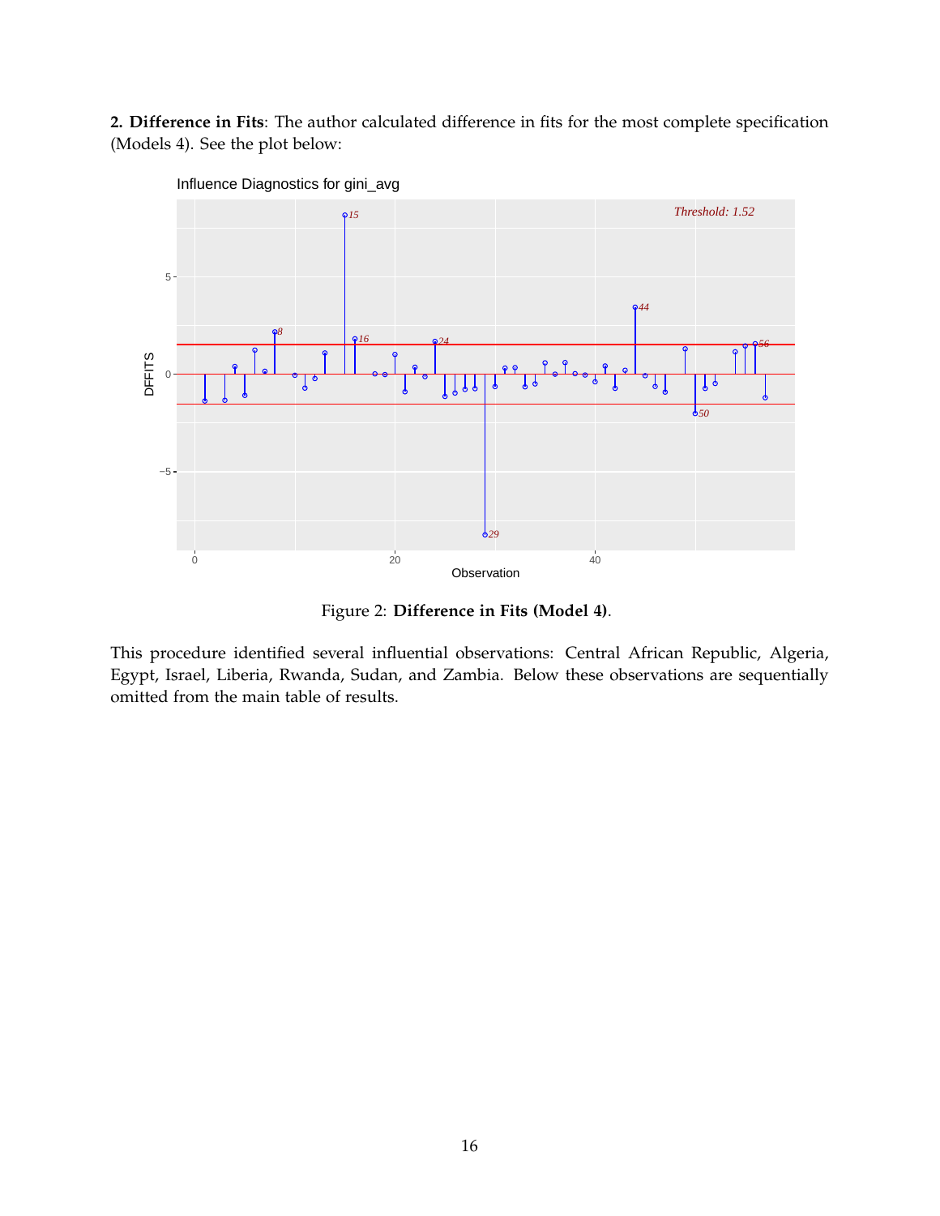**2. Difference in Fits**: The author calculated difference in fits for the most complete specification (Models 4). See the plot below:

Figure 2: **Difference in Fits (Model 4)**.

This procedure identified several influential observations: Central African Republic, Algeria, Egypt, Israel, Liberia, Rwanda, Sudan, and Zambia. Below these observations are sequentially omitted from the main table of results.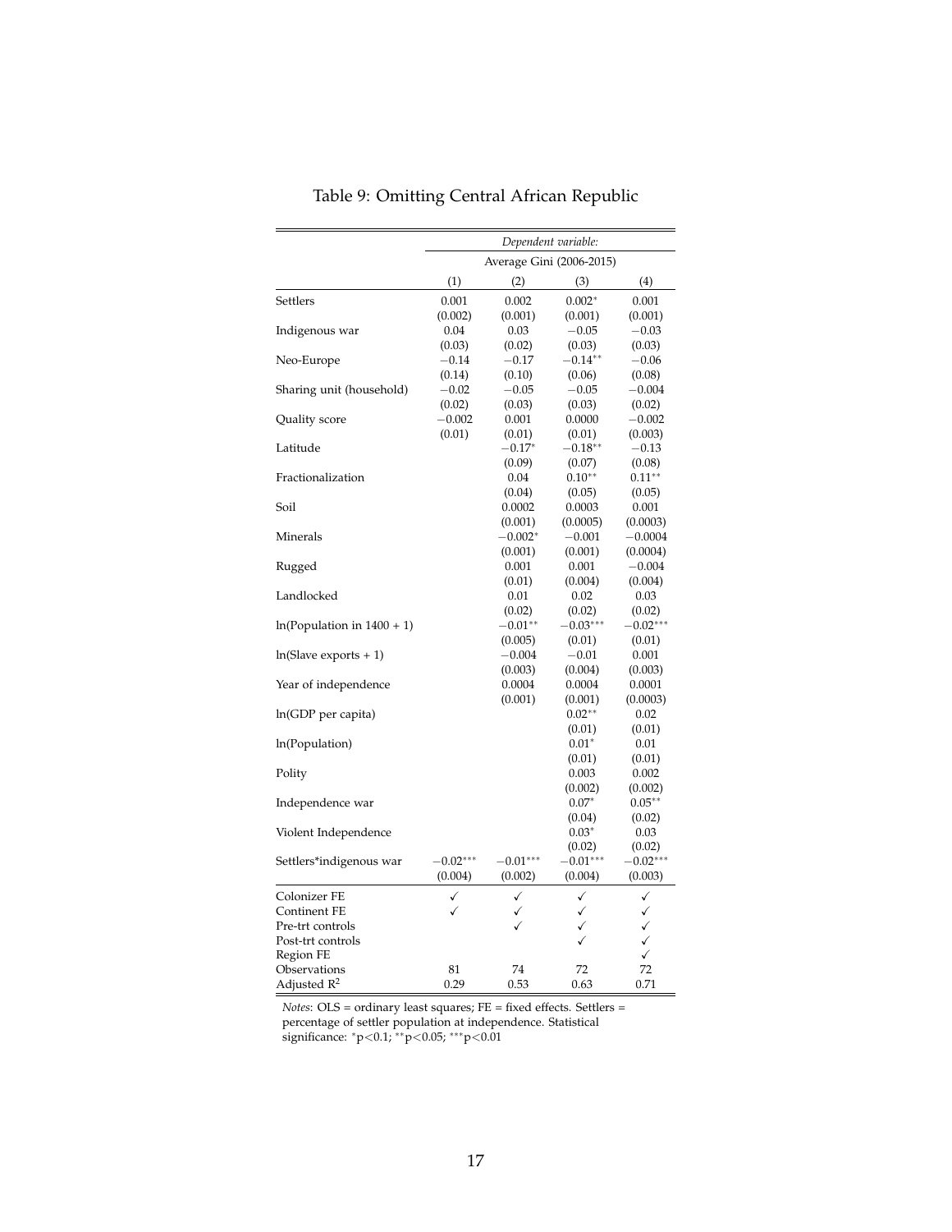# Table 9: Omitting Central African Republic

| | *Dependent variable:* | | | |
|---|---|---|---|---|
| | Average Gini (2006-2015) | | | |
| | (1) | (2) | (3) | (4) |
| Settlers | 0.001 | 0.002 | $0.002^{*}$ | 0.001 |
| | (0.002) | (0.001) | (0.001) | (0.001) |
| Indigenous war | 0.04 | 0.03 | $-0.05$ | $-0.03$ |
| | (0.03) | (0.02) | (0.03) | (0.03) |
| Neo-Europe | $-0.14$ | $-0.17$ | $-0.14^{**}$ | $-0.06$ |
| | (0.14) | (0.10) | (0.06) | (0.08) |
| Sharing unit (household) | $-0.02$ | $-0.05$ | $-0.05$ | $-0.004$ |
| | (0.02) | (0.03) | (0.03) | (0.02) |
| Quality score | $-0.002$ | 0.001 | 0.0000 | $-0.002$ |
| | (0.01) | (0.01) | (0.01) | (0.003) |
| Latitude | | $-0.17^{*}$ | $-0.18^{**}$ | $-0.13$ |
| | | (0.09) | (0.07) | (0.08) |
| Fractionalization | | 0.04 | $0.10^{**}$ | $0.11^{**}$ |
| | | (0.04) | (0.05) | (0.05) |
| Soil | | 0.0002 | 0.0003 | 0.001 |
| | | (0.001) | (0.0005) | (0.0003) |
| Minerals | | $-0.002^{*}$ | $-0.001$ | $-0.0004$ |
| | | (0.001) | (0.001) | (0.0004) |
| Rugged | | 0.001 | 0.001 | $-0.004$ |
| | | (0.01) | (0.004) | (0.004) |
| Landlocked | | 0.01 | 0.02 | 0.03 |
| | | (0.02) | (0.02) | (0.02) |
| ln(Population in 1400 + 1) | | $-0.01^{**}$ | $-0.03^{***}$ | $-0.02^{***}$ |
| | | (0.005) | (0.01) | (0.01) |
| ln(Slave exports + 1) | | $-0.004$ | $-0.01$ | 0.001 |
| | | (0.003) | (0.004) | (0.003) |
| Year of independence | | 0.0004 | 0.0004 | 0.0001 |
| | | (0.001) | (0.001) | (0.0003) |
| ln(GDP per capita) | | | $0.02^{**}$ | 0.02 |
| | | | (0.01) | (0.01) |
| ln(Population) | | | $0.01^{*}$ | 0.01 |
| | | | (0.01) | (0.01) |
| Polity | | | 0.003 | 0.002 |
| | | | (0.002) | (0.002) |
| Independence war | | | $0.07^{*}$ | $0.05^{**}$ |
| | | | (0.04) | (0.02) |
| Violent Independence | | | $0.03^{*}$ | 0.03 |
| | | | (0.02) | (0.02) |
| Settlers*indigenous war | $-0.02^{***}$ | $-0.01^{***}$ | $-0.01^{***}$ | $-0.02^{***}$ |
| | (0.004) | (0.002) | (0.004) | (0.003) |
| Colonizer FE | ✓ | ✓ | ✓ | ✓ |
| Continent FE | ✓ | ✓ | ✓ | ✓ |
| Pre-trt controls | | ✓ | ✓ | ✓ |
| Post-trt controls | | | ✓ | ✓ |
| Region FE | | | | ✓ |
| Observations | 81 | 74 | 72 | 72 |
| Adjusted $R^2$ | 0.29 | 0.53 | 0.63 | 0.71 |

*Notes*: OLS = ordinary least squares; FE = fixed effects. Settlers = percentage of settler population at independence. Statistical significance: $^{*}p<0.1$; $^{**}p<0.05$; $^{***}p<0.01$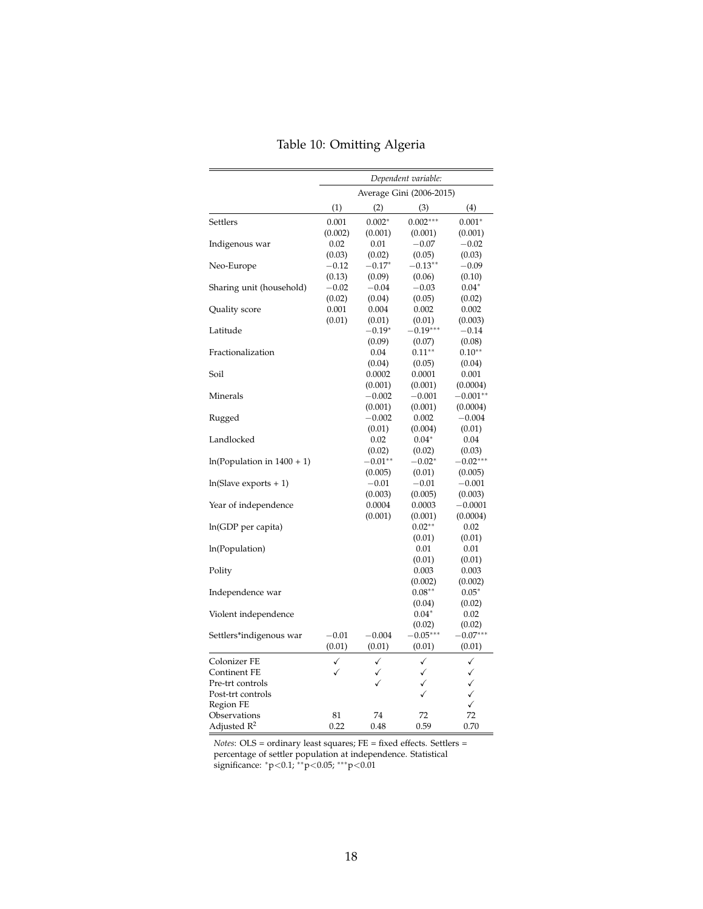Table 10: Omitting Algeria

| | *Dependent variable:* | | | |
|---|---|---|---|---|
| | Average Gini (2006-2015) | | | |
| | (1) | (2) | (3) | (4) |
| Settlers | 0.001 | 0.002* | 0.002*** | 0.001* |
| | (0.002) | (0.001) | (0.001) | (0.001) |
| Indigenous war | 0.02 | 0.01 | −0.07 | −0.02 |
| | (0.03) | (0.02) | (0.05) | (0.03) |
| Neo-Europe | −0.12 | −0.17* | −0.13** | −0.09 |
| | (0.13) | (0.09) | (0.06) | (0.10) |
| Sharing unit (household) | −0.02 | −0.04 | −0.03 | 0.04* |
| | (0.02) | (0.04) | (0.05) | (0.02) |
| Quality score | 0.001 | 0.004 | 0.002 | 0.002 |
| | (0.01) | (0.01) | (0.01) | (0.003) |
| Latitude | | −0.19* | −0.19*** | −0.14 |
| | | (0.09) | (0.07) | (0.08) |
| Fractionalization | | 0.04 | 0.11** | 0.10** |
| | | (0.04) | (0.05) | (0.04) |
| Soil | | 0.0002 | 0.0001 | 0.001 |
| | | (0.001) | (0.001) | (0.0004) |
| Minerals | | −0.002 | −0.001 | −0.001** |
| | | (0.001) | (0.001) | (0.0004) |
| Rugged | | −0.002 | 0.002 | −0.004 |
| | | (0.01) | (0.004) | (0.01) |
| Landlocked | | 0.02 | 0.04* | 0.04 |
| | | (0.02) | (0.02) | (0.03) |
| ln(Population in 1400 + 1) | | −0.01** | −0.02* | −0.02*** |
| | | (0.005) | (0.01) | (0.005) |
| ln(Slave exports + 1) | | −0.01 | −0.01 | −0.001 |
| | | (0.003) | (0.005) | (0.003) |
| Year of independence | | 0.0004 | 0.0003 | −0.0001 |
| | | (0.001) | (0.001) | (0.0004) |
| ln(GDP per capita) | | | 0.02** | 0.02 |
| | | | (0.01) | (0.01) |
| ln(Population) | | | 0.01 | 0.01 |
| | | | (0.01) | (0.01) |
| Polity | | | 0.003 | 0.003 |
| | | | (0.002) | (0.002) |
| Independence war | | | 0.08** | 0.05* |
| | | | (0.04) | (0.02) |
| Violent independence | | | 0.04* | 0.02 |
| | | | (0.02) | (0.02) |
| Settlers*indigenous war | −0.01 | −0.004 | −0.05*** | −0.07*** |
| | (0.01) | (0.01) | (0.01) | (0.01) |
| Colonizer FE | ✓ | ✓ | ✓ | ✓ |
| Continent FE | ✓ | ✓ | ✓ | ✓ |
| Pre-trt controls | | ✓ | ✓ | ✓ |
| Post-trt controls | | | ✓ | ✓ |
| Region FE | | | | ✓ |
| Observations | 81 | 74 | 72 | 72 |
| Adjusted $R^2$ | 0.22 | 0.48 | 0.59 | 0.70 |

*Notes*: OLS = ordinary least squares; FE = fixed effects. Settlers = percentage of settler population at independence. Statistical significance: *p<0.1; **p<0.05; ***p<0.01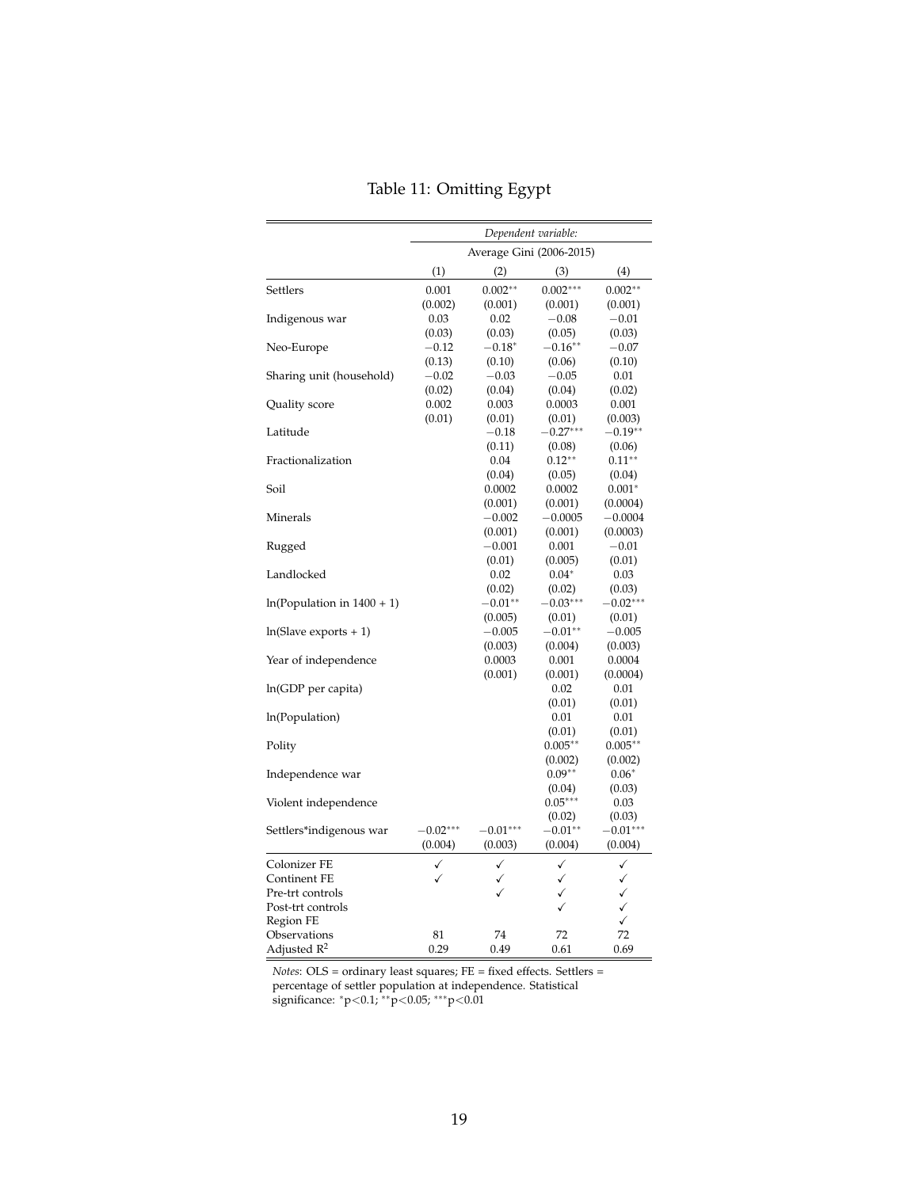Table 11: Omitting Egypt

| | *Dependent variable:* | | | |
|---|---|---|---|---|
| | Average Gini (2006-2015) | | | |
| | (1) | (2) | (3) | (4) |
| Settlers | 0.001 | 0.002** | 0.002*** | 0.002** |
| | (0.002) | (0.001) | (0.001) | (0.001) |
| Indigenous war | 0.03 | 0.02 | −0.08 | −0.01 |
| | (0.03) | (0.03) | (0.05) | (0.03) |
| Neo-Europe | −0.12 | −0.18* | −0.16** | −0.07 |
| | (0.13) | (0.10) | (0.06) | (0.10) |
| Sharing unit (household) | −0.02 | −0.03 | −0.05 | 0.01 |
| | (0.02) | (0.04) | (0.04) | (0.02) |
| Quality score | 0.002 | 0.003 | 0.0003 | 0.001 |
| | (0.01) | (0.01) | (0.01) | (0.003) |
| Latitude | | −0.18 | −0.27*** | −0.19** |
| | | (0.11) | (0.08) | (0.06) |
| Fractionalization | | 0.04 | 0.12** | 0.11** |
| | | (0.04) | (0.05) | (0.04) |
| Soil | | 0.0002 | 0.0002 | 0.001* |
| | | (0.001) | (0.001) | (0.0004) |
| Minerals | | −0.002 | −0.0005 | −0.0004 |
| | | (0.001) | (0.001) | (0.0003) |
| Rugged | | −0.001 | 0.001 | −0.01 |
| | | (0.01) | (0.005) | (0.01) |
| Landlocked | | 0.02 | 0.04* | 0.03 |
| | | (0.02) | (0.02) | (0.03) |
| ln(Population in 1400 + 1) | | −0.01** | −0.03*** | −0.02*** |
| | | (0.005) | (0.01) | (0.01) |
| ln(Slave exports + 1) | | −0.005 | −0.01** | −0.005 |
| | | (0.003) | (0.004) | (0.003) |
| Year of independence | | 0.0003 | 0.001 | 0.0004 |
| | | (0.001) | (0.001) | (0.0004) |
| ln(GDP per capita) | | | 0.02 | 0.01 |
| | | | (0.01) | (0.01) |
| ln(Population) | | | 0.01 | 0.01 |
| | | | (0.01) | (0.01) |
| Polity | | | 0.005** | 0.005** |
| | | | (0.002) | (0.002) |
| Independence war | | | 0.09** | 0.06* |
| | | | (0.04) | (0.03) |
| Violent independence | | | 0.05*** | 0.03 |
| | | | (0.02) | (0.03) |
| Settlers*indigenous war | −0.02*** | −0.01*** | −0.01** | −0.01*** |
| | (0.004) | (0.003) | (0.004) | (0.004) |
| Colonizer FE | ✓ | ✓ | ✓ | ✓ |
| Continent FE | ✓ | ✓ | ✓ | ✓ |
| Pre-trt controls | | ✓ | ✓ | ✓ |
| Post-trt controls | | | ✓ | ✓ |
| Region FE | | | | ✓ |
| Observations | 81 | 74 | 72 | 72 |
| Adjusted $R^2$ | 0.29 | 0.49 | 0.61 | 0.69 |

*Notes*: OLS = ordinary least squares; FE = fixed effects. Settlers = percentage of settler population at independence. Statistical significance: *p<0.1; **p<0.05; ***p<0.01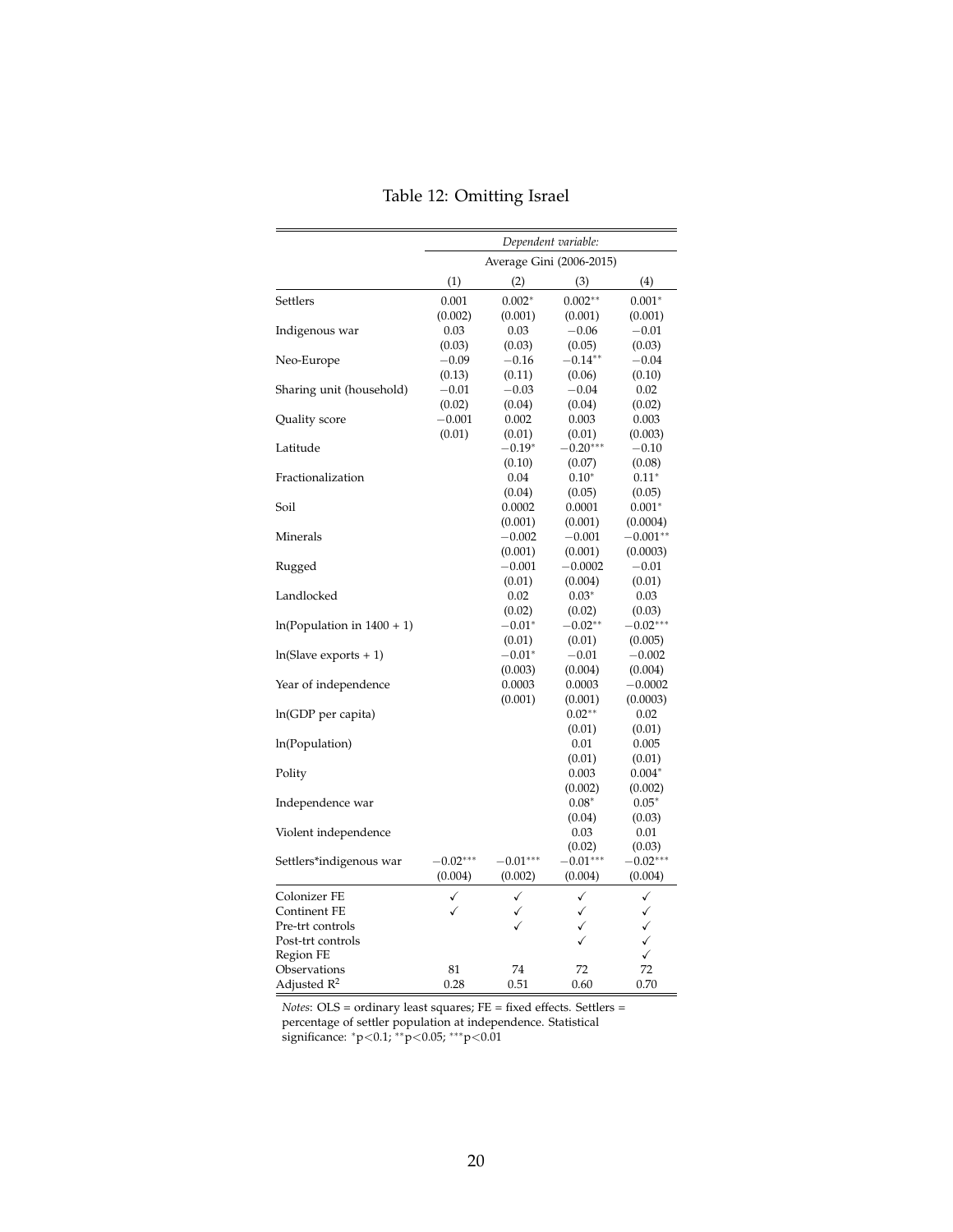Table 12: Omitting Israel

| | *Dependent variable:* | | | |
|---|---|---|---|---|
| | Average Gini (2006-2015) | | | |
| | (1) | (2) | (3) | (4) |
| Settlers | 0.001 | 0.002* | 0.002** | 0.001* |
| | (0.002) | (0.001) | (0.001) | (0.001) |
| Indigenous war | 0.03 | 0.03 | −0.06 | −0.01 |
| | (0.03) | (0.03) | (0.05) | (0.03) |
| Neo-Europe | −0.09 | −0.16 | −0.14** | −0.04 |
| | (0.13) | (0.11) | (0.06) | (0.10) |
| Sharing unit (household) | −0.01 | −0.03 | −0.04 | 0.02 |
| | (0.02) | (0.04) | (0.04) | (0.02) |
| Quality score | −0.001 | 0.002 | 0.003 | 0.003 |
| | (0.01) | (0.01) | (0.01) | (0.003) |
| Latitude | | −0.19* | −0.20*** | −0.10 |
| | | (0.10) | (0.07) | (0.08) |
| Fractionalization | | 0.04 | 0.10* | 0.11* |
| | | (0.04) | (0.05) | (0.05) |
| Soil | | 0.0002 | 0.0001 | 0.001* |
| | | (0.001) | (0.001) | (0.0004) |
| Minerals | | −0.002 | −0.001 | −0.001** |
| | | (0.001) | (0.001) | (0.0003) |
| Rugged | | −0.001 | −0.0002 | −0.01 |
| | | (0.01) | (0.004) | (0.01) |
| Landlocked | | 0.02 | 0.03* | 0.03 |
| | | (0.02) | (0.02) | (0.03) |
| ln(Population in 1400 + 1) | | −0.01* | −0.02** | −0.02*** |
| | | (0.01) | (0.01) | (0.005) |
| ln(Slave exports + 1) | | −0.01* | −0.01 | −0.002 |
| | | (0.003) | (0.004) | (0.004) |
| Year of independence | | 0.0003 | 0.0003 | −0.0002 |
| | | (0.001) | (0.001) | (0.0003) |
| ln(GDP per capita) | | | 0.02** | 0.02 |
| | | | (0.01) | (0.01) |
| ln(Population) | | | 0.01 | 0.005 |
| | | | (0.01) | (0.01) |
| Polity | | | 0.003 | 0.004* |
| | | | (0.002) | (0.002) |
| Independence war | | | 0.08* | 0.05* |
| | | | (0.04) | (0.03) |
| Violent independence | | | 0.03 | 0.01 |
| | | | (0.02) | (0.03) |
| Settlers*indigenous war | −0.02*** | −0.01*** | −0.01*** | −0.02*** |
| | (0.004) | (0.002) | (0.004) | (0.004) |
| Colonizer FE | ✓ | ✓ | ✓ | ✓ |
| Continent FE | ✓ | ✓ | ✓ | ✓ |
| Pre-trt controls | | ✓ | ✓ | ✓ |
| Post-trt controls | | | ✓ | ✓ |
| Region FE | | | | ✓ |
| Observations | 81 | 74 | 72 | 72 |
| Adjusted $R^2$ | 0.28 | 0.51 | 0.60 | 0.70 |

*Notes*: OLS = ordinary least squares; FE = fixed effects. Settlers = percentage of settler population at independence. Statistical significance: $^{*}p<0.1$; $^{**}p<0.05$; $^{***}p<0.01$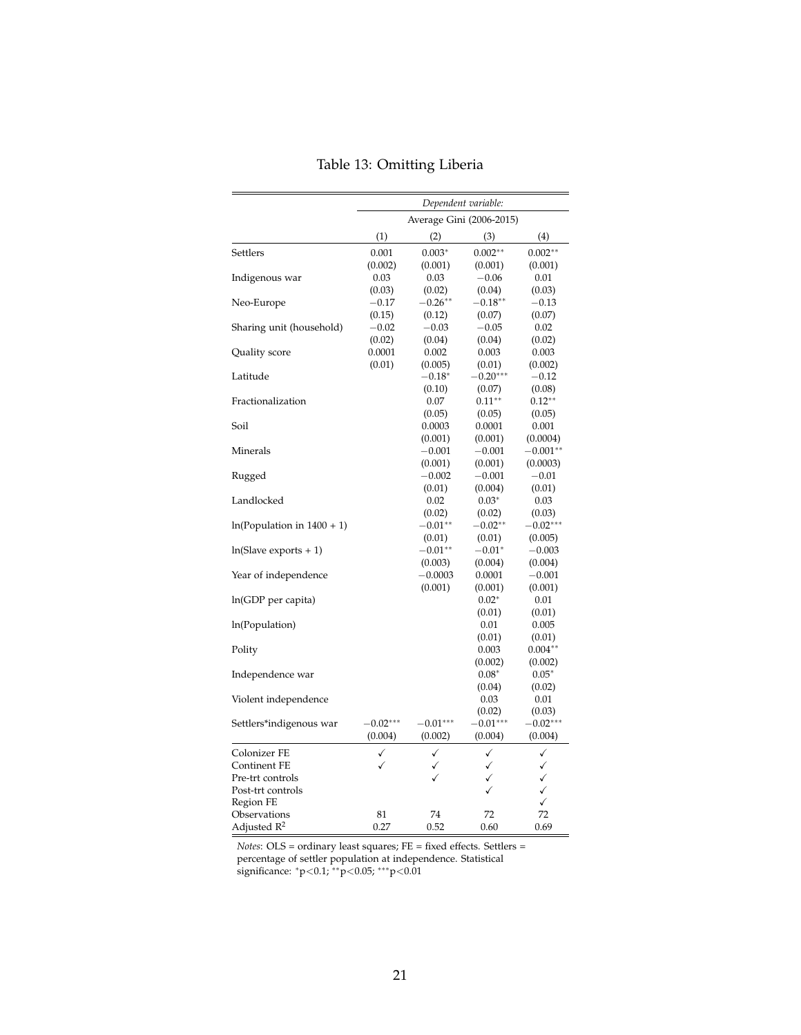Table 13: Omitting Liberia

| | *Dependent variable:* | | | |
|---|---|---|---|---|
| | Average Gini (2006-2015) | | | |
| | (1) | (2) | (3) | (4) |
| Settlers | 0.001 | 0.003* | 0.002** | 0.002** |
| | (0.002) | (0.001) | (0.001) | (0.001) |
| Indigenous war | 0.03 | 0.03 | −0.06 | 0.01 |
| | (0.03) | (0.02) | (0.04) | (0.03) |
| Neo-Europe | −0.17 | −0.26** | −0.18** | −0.13 |
| | (0.15) | (0.12) | (0.07) | (0.07) |
| Sharing unit (household) | −0.02 | −0.03 | −0.05 | 0.02 |
| | (0.02) | (0.04) | (0.04) | (0.02) |
| Quality score | 0.0001 | 0.002 | 0.003 | 0.003 |
| | (0.01) | (0.005) | (0.01) | (0.002) |
| Latitude | | −0.18* | −0.20*** | −0.12 |
| | | (0.10) | (0.07) | (0.08) |
| Fractionalization | | 0.07 | 0.11** | 0.12** |
| | | (0.05) | (0.05) | (0.05) |
| Soil | | 0.0003 | 0.0001 | 0.001 |
| | | (0.001) | (0.001) | (0.0004) |
| Minerals | | −0.001 | −0.001 | −0.001** |
| | | (0.001) | (0.001) | (0.0003) |
| Rugged | | −0.002 | −0.001 | −0.01 |
| | | (0.01) | (0.004) | (0.01) |
| Landlocked | | 0.02 | 0.03* | 0.03 |
| | | (0.02) | (0.02) | (0.03) |
| ln(Population in 1400 + 1) | | −0.01** | −0.02** | −0.02*** |
| | | (0.01) | (0.01) | (0.005) |
| ln(Slave exports + 1) | | −0.01** | −0.01* | −0.003 |
| | | (0.003) | (0.004) | (0.004) |
| Year of independence | | −0.0003 | 0.0001 | −0.001 |
| | | (0.001) | (0.001) | (0.001) |
| ln(GDP per capita) | | | 0.02* | 0.01 |
| | | | (0.01) | (0.01) |
| ln(Population) | | | 0.01 | 0.005 |
| | | | (0.01) | (0.01) |
| Polity | | | 0.003 | 0.004** |
| | | | (0.002) | (0.002) |
| Independence war | | | 0.08* | 0.05* |
| | | | (0.04) | (0.02) |
| Violent independence | | | 0.03 | 0.01 |
| | | | (0.02) | (0.03) |
| Settlers*indigenous war | −0.02*** | −0.01*** | −0.01*** | −0.02*** |
| | (0.004) | (0.002) | (0.004) | (0.004) |
| Colonizer FE | ✓ | ✓ | ✓ | ✓ |
| Continent FE | ✓ | ✓ | ✓ | ✓ |
| Pre-trt controls | | ✓ | ✓ | ✓ |
| Post-trt controls | | | ✓ | ✓ |
| Region FE | | | | ✓ |
| Observations | 81 | 74 | 72 | 72 |
| Adjusted $R^2$ | 0.27 | 0.52 | 0.60 | 0.69 |

*Notes*: OLS = ordinary least squares; FE = fixed effects. Settlers = percentage of settler population at independence. Statistical significance: $^{*}p<0.1$; $^{**}p<0.05$; $^{***}p<0.01$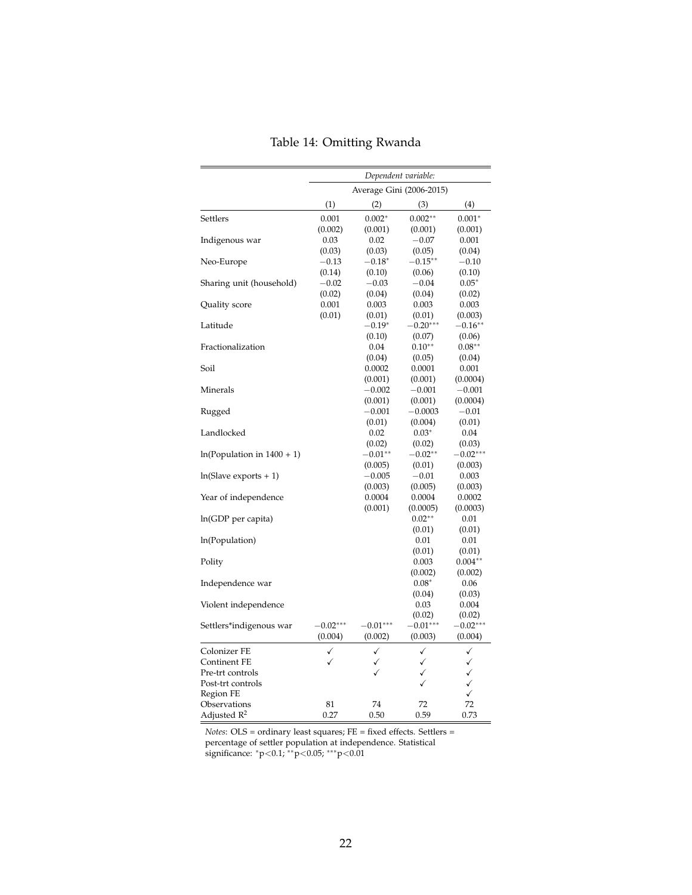Table 14: Omitting Rwanda

| | *Dependent variable:* | | | |
|---|---|---|---|---|
| | Average Gini (2006-2015) | | | |
| | (1) | (2) | (3) | (4) |
| Settlers | 0.001 | 0.002* | 0.002** | 0.001* |
| | (0.002) | (0.001) | (0.001) | (0.001) |
| Indigenous war | 0.03 | 0.02 | −0.07 | 0.001 |
| | (0.03) | (0.03) | (0.05) | (0.04) |
| Neo-Europe | −0.13 | −0.18* | −0.15** | −0.10 |
| | (0.14) | (0.10) | (0.06) | (0.10) |
| Sharing unit (household) | −0.02 | −0.03 | −0.04 | 0.05* |
| | (0.02) | (0.04) | (0.04) | (0.02) |
| Quality score | 0.001 | 0.003 | 0.003 | 0.003 |
| | (0.01) | (0.01) | (0.01) | (0.003) |
| Latitude | | −0.19* | −0.20*** | −0.16** |
| | | (0.10) | (0.07) | (0.06) |
| Fractionalization | | 0.04 | 0.10** | 0.08** |
| | | (0.04) | (0.05) | (0.04) |
| Soil | | 0.0002 | 0.0001 | 0.001 |
| | | (0.001) | (0.001) | (0.0004) |
| Minerals | | −0.002 | −0.001 | −0.001 |
| | | (0.001) | (0.001) | (0.0004) |
| Rugged | | −0.001 | −0.0003 | −0.01 |
| | | (0.01) | (0.004) | (0.01) |
| Landlocked | | 0.02 | 0.03* | 0.04 |
| | | (0.02) | (0.02) | (0.03) |
| ln(Population in 1400 + 1) | | −0.01** | −0.02** | −0.02*** |
| | | (0.005) | (0.01) | (0.003) |
| ln(Slave exports + 1) | | −0.005 | −0.01 | 0.003 |
| | | (0.003) | (0.005) | (0.003) |
| Year of independence | | 0.0004 | 0.0004 | 0.0002 |
| | | (0.001) | (0.0005) | (0.0003) |
| ln(GDP per capita) | | | 0.02** | 0.01 |
| | | | (0.01) | (0.01) |
| ln(Population) | | | 0.01 | 0.01 |
| | | | (0.01) | (0.01) |
| Polity | | | 0.003 | 0.004** |
| | | | (0.002) | (0.002) |
| Independence war | | | 0.08* | 0.06 |
| | | | (0.04) | (0.03) |
| Violent independence | | | 0.03 | 0.004 |
| | | | (0.02) | (0.02) |
| Settlers*indigenous war | −0.02*** | −0.01*** | −0.01*** | −0.02*** |
| | (0.004) | (0.002) | (0.003) | (0.004) |
| Colonizer FE | ✓ | ✓ | ✓ | ✓ |
| Continent FE | ✓ | ✓ | ✓ | ✓ |
| Pre-trt controls | | ✓ | ✓ | ✓ |
| Post-trt controls | | | ✓ | ✓ |
| Region FE | | | | ✓ |
| Observations | 81 | 74 | 72 | 72 |
| Adjusted $R^2$ | 0.27 | 0.50 | 0.59 | 0.73 |

*Notes*: OLS = ordinary least squares; FE = fixed effects. Settlers = percentage of settler population at independence. Statistical significance: $^{*}p<0.1$; $^{**}p<0.05$; $^{***}p<0.01$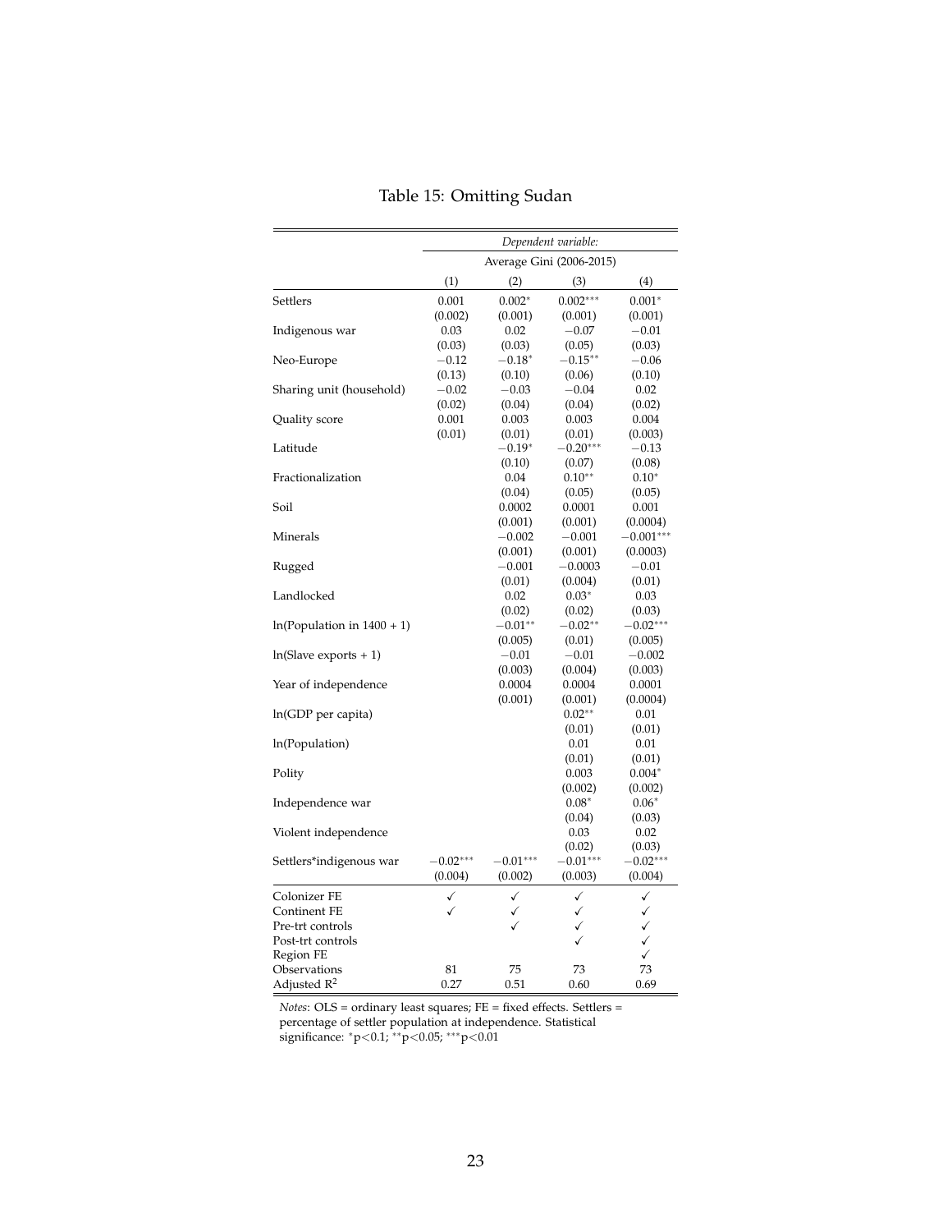# Table 15: Omitting Sudan

| | *Dependent variable:* | | | |
|---|---|---|---|---|
| | Average Gini (2006-2015) | | | |
| | (1) | (2) | (3) | (4) |
| Settlers | 0.001 | 0.002* | 0.002*** | 0.001* |
| | (0.002) | (0.001) | (0.001) | (0.001) |
| Indigenous war | 0.03 | 0.02 | −0.07 | −0.01 |
| | (0.03) | (0.03) | (0.05) | (0.03) |
| Neo-Europe | −0.12 | −0.18* | −0.15** | −0.06 |
| | (0.13) | (0.10) | (0.06) | (0.10) |
| Sharing unit (household) | −0.02 | −0.03 | −0.04 | 0.02 |
| | (0.02) | (0.04) | (0.04) | (0.02) |
| Quality score | 0.001 | 0.003 | 0.003 | 0.004 |
| | (0.01) | (0.01) | (0.01) | (0.003) |
| Latitude | | −0.19* | −0.20*** | −0.13 |
| | | (0.10) | (0.07) | (0.08) |
| Fractionalization | | 0.04 | 0.10** | 0.10* |
| | | (0.04) | (0.05) | (0.05) |
| Soil | | 0.0002 | 0.0001 | 0.001 |
| | | (0.001) | (0.001) | (0.0004) |
| Minerals | | −0.002 | −0.001 | −0.001*** |
| | | (0.001) | (0.001) | (0.0003) |
| Rugged | | −0.001 | −0.0003 | −0.01 |
| | | (0.01) | (0.004) | (0.01) |
| Landlocked | | 0.02 | 0.03* | 0.03 |
| | | (0.02) | (0.02) | (0.03) |
| ln(Population in 1400 + 1) | | −0.01** | −0.02** | −0.02*** |
| | | (0.005) | (0.01) | (0.005) |
| ln(Slave exports + 1) | | −0.01 | −0.01 | −0.002 |
| | | (0.003) | (0.004) | (0.003) |
| Year of independence | | 0.0004 | 0.0004 | 0.0001 |
| | | (0.001) | (0.001) | (0.0004) |
| ln(GDP per capita) | | | 0.02** | 0.01 |
| | | | (0.01) | (0.01) |
| ln(Population) | | | 0.01 | 0.01 |
| | | | (0.01) | (0.01) |
| Polity | | | 0.003 | 0.004* |
| | | | (0.002) | (0.002) |
| Independence war | | | 0.08* | 0.06* |
| | | | (0.04) | (0.03) |
| Violent independence | | | 0.03 | 0.02 |
| | | | (0.02) | (0.03) |
| Settlers*indigenous war | −0.02*** | −0.01*** | −0.01*** | −0.02*** |
| | (0.004) | (0.002) | (0.003) | (0.004) |
| Colonizer FE | ✓ | ✓ | ✓ | ✓ |
| Continent FE | ✓ | ✓ | ✓ | ✓ |
| Pre-trt controls | | ✓ | ✓ | ✓ |
| Post-trt controls | | | ✓ | ✓ |
| Region FE | | | | ✓ |
| Observations | 81 | 75 | 73 | 73 |
| Adjusted $R^2$ | 0.27 | 0.51 | 0.60 | 0.69 |

*Notes*: OLS = ordinary least squares; FE = fixed effects. Settlers = percentage of settler population at independence. Statistical significance: \*p<0.1; \*\*p<0.05; \*\*\*p<0.01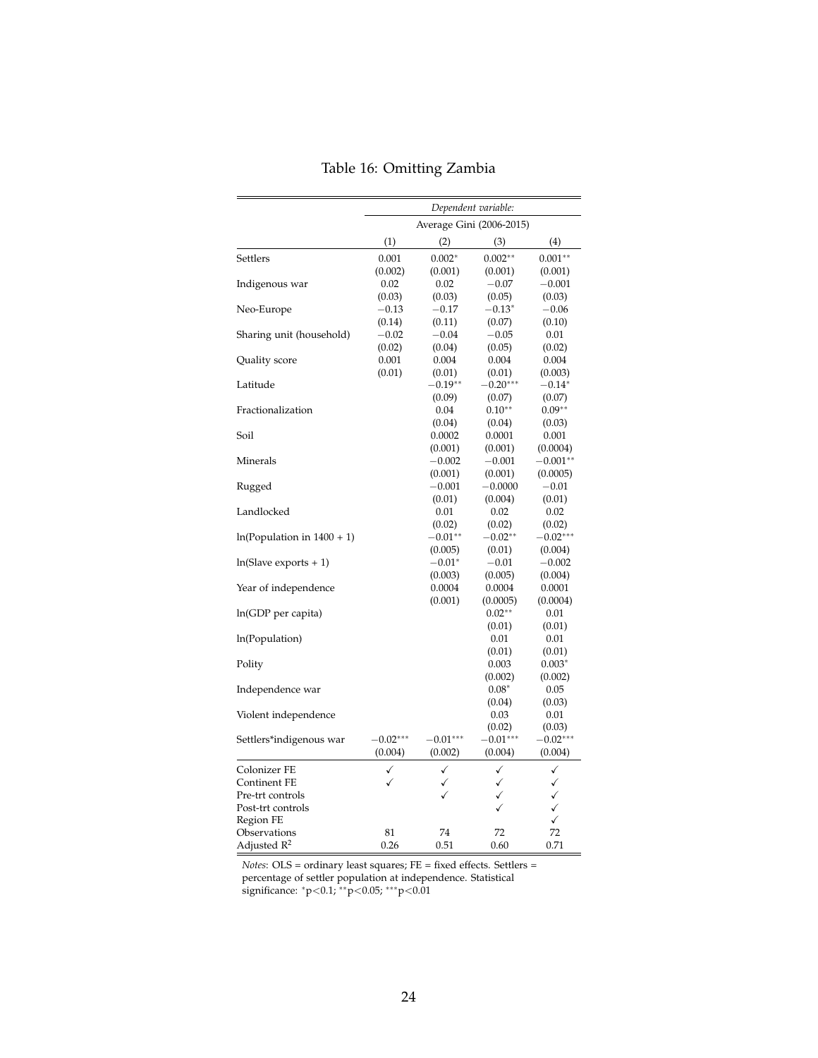# Table 16: Omitting Zambia

| | *Dependent variable:* | | | |
|---|---|---|---|---|
| | Average Gini (2006-2015) | | | |
| | (1) | (2) | (3) | (4) |
| Settlers | 0.001 | 0.002* | 0.002** | 0.001** |
| | (0.002) | (0.001) | (0.001) | (0.001) |
| Indigenous war | 0.02 | 0.02 | −0.07 | −0.001 |
| | (0.03) | (0.03) | (0.05) | (0.03) |
| Neo-Europe | −0.13 | −0.17 | −0.13* | −0.06 |
| | (0.14) | (0.11) | (0.07) | (0.10) |
| Sharing unit (household) | −0.02 | −0.04 | −0.05 | 0.01 |
| | (0.02) | (0.04) | (0.05) | (0.02) |
| Quality score | 0.001 | 0.004 | 0.004 | 0.004 |
| | (0.01) | (0.01) | (0.01) | (0.003) |
| Latitude | | −0.19** | −0.20*** | −0.14* |
| | | (0.09) | (0.07) | (0.07) |
| Fractionalization | | 0.04 | 0.10** | 0.09** |
| | | (0.04) | (0.04) | (0.03) |
| Soil | | 0.0002 | 0.0001 | 0.001 |
| | | (0.001) | (0.001) | (0.0004) |
| Minerals | | −0.002 | −0.001 | −0.001** |
| | | (0.001) | (0.001) | (0.0005) |
| Rugged | | −0.001 | −0.0000 | −0.01 |
| | | (0.01) | (0.004) | (0.01) |
| Landlocked | | 0.01 | 0.02 | 0.02 |
| | | (0.02) | (0.02) | (0.02) |
| ln(Population in 1400 + 1) | | −0.01** | −0.02** | −0.02*** |
| | | (0.005) | (0.01) | (0.004) |
| ln(Slave exports + 1) | | −0.01* | −0.01 | −0.002 |
| | | (0.003) | (0.005) | (0.004) |
| Year of independence | | 0.0004 | 0.0004 | 0.0001 |
| | | (0.001) | (0.0005) | (0.0004) |
| ln(GDP per capita) | | | 0.02** | 0.01 |
| | | | (0.01) | (0.01) |
| ln(Population) | | | 0.01 | 0.01 |
| | | | (0.01) | (0.01) |
| Polity | | | 0.003 | 0.003* |
| | | | (0.002) | (0.002) |
| Independence war | | | 0.08* | 0.05 |
| | | | (0.04) | (0.03) |
| Violent independence | | | 0.03 | 0.01 |
| | | | (0.02) | (0.03) |
| Settlers*indigenous war | −0.02*** | −0.01*** | −0.01*** | −0.02*** |
| | (0.004) | (0.002) | (0.004) | (0.004) |
| Colonizer FE | ✓ | ✓ | ✓ | ✓ |
| Continent FE | ✓ | ✓ | ✓ | ✓ |
| Pre-trt controls | | ✓ | ✓ | ✓ |
| Post-trt controls | | | ✓ | ✓ |
| Region FE | | | | ✓ |
| Observations | 81 | 74 | 72 | 72 |
| Adjusted $R^2$ | 0.26 | 0.51 | 0.60 | 0.71 |

*Notes*: OLS = ordinary least squares; FE = fixed effects. Settlers = percentage of settler population at independence. Statistical significance: $^{*}p<0.1$; $^{**}p<0.05$; $^{***}p<0.01$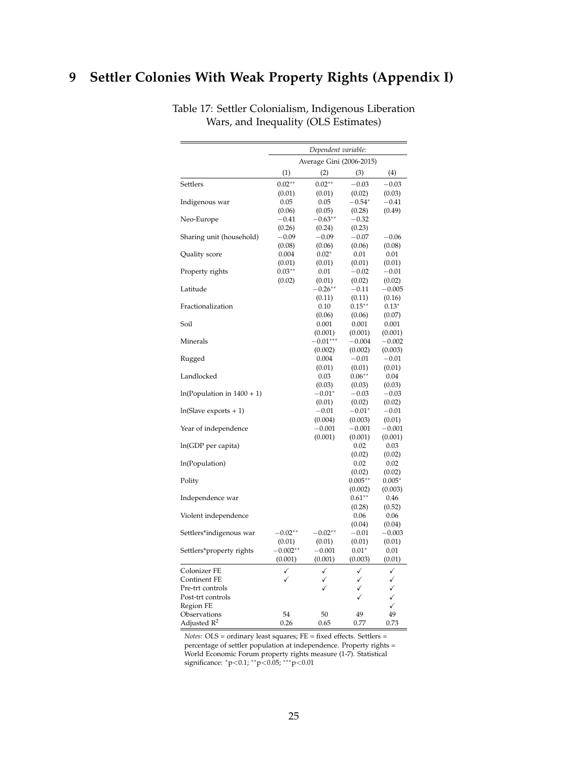# 9 Settler Colonies With Weak Property Rights (Appendix I)

Table 17: Settler Colonialism, Indigenous Liberation Wars, and Inequality (OLS Estimates)

| | *Dependent variable:* | | | |
|---|---|---|---|---|
| | Average Gini (2006-2015) | | | |
| | (1) | (2) | (3) | (4) |
| Settlers | 0.02** | 0.02** | −0.03 | −0.03 |
| | (0.01) | (0.01) | (0.02) | (0.03) |
| Indigenous war | 0.05 | 0.05 | −0.54* | −0.41 |
| | (0.06) | (0.05) | (0.28) | (0.49) |
| Neo-Europe | −0.41 | −0.63** | −0.32 | |
| | (0.26) | (0.24) | (0.23) | |
| Sharing unit (household) | −0.09 | −0.09 | −0.07 | −0.06 |
| | (0.08) | (0.06) | (0.06) | (0.08) |
| Quality score | 0.004 | 0.02* | 0.01 | 0.01 |
| | (0.01) | (0.01) | (0.01) | (0.01) |
| Property rights | 0.03** | 0.01 | −0.02 | −0.01 |
| | (0.02) | (0.01) | (0.02) | (0.02) |
| Latitude | | −0.26** | −0.11 | −0.005 |
| | | (0.11) | (0.11) | (0.16) |
| Fractionalization | | 0.10 | 0.15** | 0.13* |
| | | (0.06) | (0.06) | (0.07) |
| Soil | | 0.001 | 0.001 | 0.001 |
| | | (0.001) | (0.001) | (0.001) |
| Minerals | | −0.01*** | −0.004 | −0.002 |
| | | (0.002) | (0.002) | (0.003) |
| Rugged | | 0.004 | −0.01 | −0.01 |
| | | (0.01) | (0.01) | (0.01) |
| Landlocked | | 0.03 | 0.06** | 0.04 |
| | | (0.03) | (0.03) | (0.03) |
| ln(Population in 1400 + 1) | | −0.01* | −0.03 | −0.03 |
| | | (0.01) | (0.02) | (0.02) |
| ln(Slave exports + 1) | | −0.01 | −0.01* | −0.01 |
| | | (0.004) | (0.003) | (0.01) |
| Year of independence | | −0.001 | −0.001 | −0.001 |
| | | (0.001) | (0.001) | (0.001) |
| ln(GDP per capita) | | | 0.02 | 0.03 |
| | | | (0.02) | (0.02) |
| ln(Population) | | | 0.02 | 0.02 |
| | | | (0.02) | (0.02) |
| Polity | | | 0.005** | 0.005* |
| | | | (0.002) | (0.003) |
| Independence war | | | 0.61** | 0.46 |
| | | | (0.28) | (0.52) |
| Violent independence | | | 0.06 | 0.06 |
| | | | (0.04) | (0.04) |
| Settlers*indigenous war | −0.02** | −0.02** | −0.01 | −0.003 |
| | (0.01) | (0.01) | (0.01) | (0.01) |
| Settlers*property rights | −0.002** | −0.001 | 0.01* | 0.01 |
| | (0.001) | (0.001) | (0.003) | (0.01) |
| Colonizer FE | ✓ | ✓ | ✓ | ✓ |
| Continent FE | ✓ | ✓ | ✓ | ✓ |
| Pre-trt controls | | ✓ | ✓ | ✓ |
| Post-trt controls | | | ✓ | ✓ |
| Region FE | | | | ✓ |
| Observations | 54 | 50 | 49 | 49 |
| Adjusted $R^2$ | 0.26 | 0.65 | 0.77 | 0.73 |

*Notes*: OLS = ordinary least squares; FE = fixed effects. Settlers = percentage of settler population at independence. Property rights = World Economic Forum property rights measure (1-7). Statistical significance: \*p<0.1; \*\*p<0.05; \*\*\*p<0.01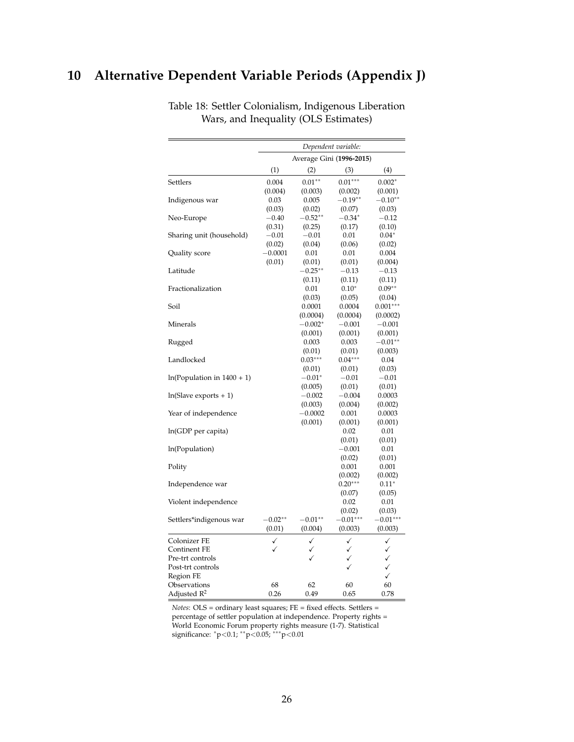# 10 Alternative Dependent Variable Periods (Appendix J)

Table 18: Settler Colonialism, Indigenous Liberation Wars, and Inequality (OLS Estimates)

| | *Dependent variable:* | | | |
|---|---|---|---|---|
| | Average Gini (**1996-2015**) | | | |
| | (1) | (2) | (3) | (4) |
| Settlers | 0.004 | $0.01^{**}$ | $0.01^{***}$ | $0.002^{*}$ |
| | (0.004) | (0.003) | (0.002) | (0.001) |
| Indigenous war | 0.03 | 0.005 | $-0.19^{**}$ | $-0.10^{**}$ |
| | (0.03) | (0.02) | (0.07) | (0.03) |
| Neo-Europe | $-0.40$ | $-0.52^{**}$ | $-0.34^{*}$ | $-0.12$ |
| | (0.31) | (0.25) | (0.17) | (0.10) |
| Sharing unit (household) | $-0.01$ | $-0.01$ | 0.01 | $0.04^{*}$ |
| | (0.02) | (0.04) | (0.06) | (0.02) |
| Quality score | $-0.0001$ | 0.01 | 0.01 | 0.004 |
| | (0.01) | (0.01) | (0.01) | (0.004) |
| Latitude | | $-0.25^{**}$ | $-0.13$ | $-0.13$ |
| | | (0.11) | (0.11) | (0.11) |
| Fractionalization | | 0.01 | $0.10^{*}$ | $0.09^{**}$ |
| | | (0.03) | (0.05) | (0.04) |
| Soil | | 0.0001 | 0.0004 | $0.001^{***}$ |
| | | (0.0004) | (0.0004) | (0.0002) |
| Minerals | | $-0.002^{*}$ | $-0.001$ | $-0.001$ |
| | | (0.001) | (0.001) | (0.001) |
| Rugged | | 0.003 | 0.003 | $-0.01^{**}$ |
| | | (0.01) | (0.01) | (0.003) |
| Landlocked | | $0.03^{***}$ | $0.04^{***}$ | 0.04 |
| | | (0.01) | (0.01) | (0.03) |
| ln(Population in 1400 + 1) | | $-0.01^{*}$ | $-0.01$ | $-0.01$ |
| | | (0.005) | (0.01) | (0.01) |
| ln(Slave exports + 1) | | $-0.002$ | $-0.004$ | 0.0003 |
| | | (0.003) | (0.004) | (0.002) |
| Year of independence | | $-0.0002$ | 0.001 | 0.0003 |
| | | (0.001) | (0.001) | (0.001) |
| ln(GDP per capita) | | | 0.02 | 0.01 |
| | | | (0.01) | (0.01) |
| ln(Population) | | | $-0.001$ | 0.01 |
| | | | (0.02) | (0.01) |
| Polity | | | 0.001 | 0.001 |
| | | | (0.002) | (0.002) |
| Independence war | | | $0.20^{***}$ | $0.11^{*}$ |
| | | | (0.07) | (0.05) |
| Violent independence | | | 0.02 | 0.01 |
| | | | (0.02) | (0.03) |
| Settlers*indigenous war | $-0.02^{**}$ | $-0.01^{**}$ | $-0.01^{***}$ | $-0.01^{***}$ |
| | (0.01) | (0.004) | (0.003) | (0.003) |
| Colonizer FE | ✓ | ✓ | ✓ | ✓ |
| Continent FE | ✓ | ✓ | ✓ | ✓ |
| Pre-trt controls | | ✓ | ✓ | ✓ |
| Post-trt controls | | | ✓ | ✓ |
| Region FE | | | | ✓ |
| Observations | 68 | 62 | 60 | 60 |
| Adjusted $R^2$ | 0.26 | 0.49 | 0.65 | 0.78 |

*Notes*: OLS = ordinary least squares; FE = fixed effects. Settlers = percentage of settler population at independence. Property rights = World Economic Forum property rights measure (1-7). Statistical significance: $^{*}p<0.1$; $^{**}p<0.05$; $^{***}p<0.01$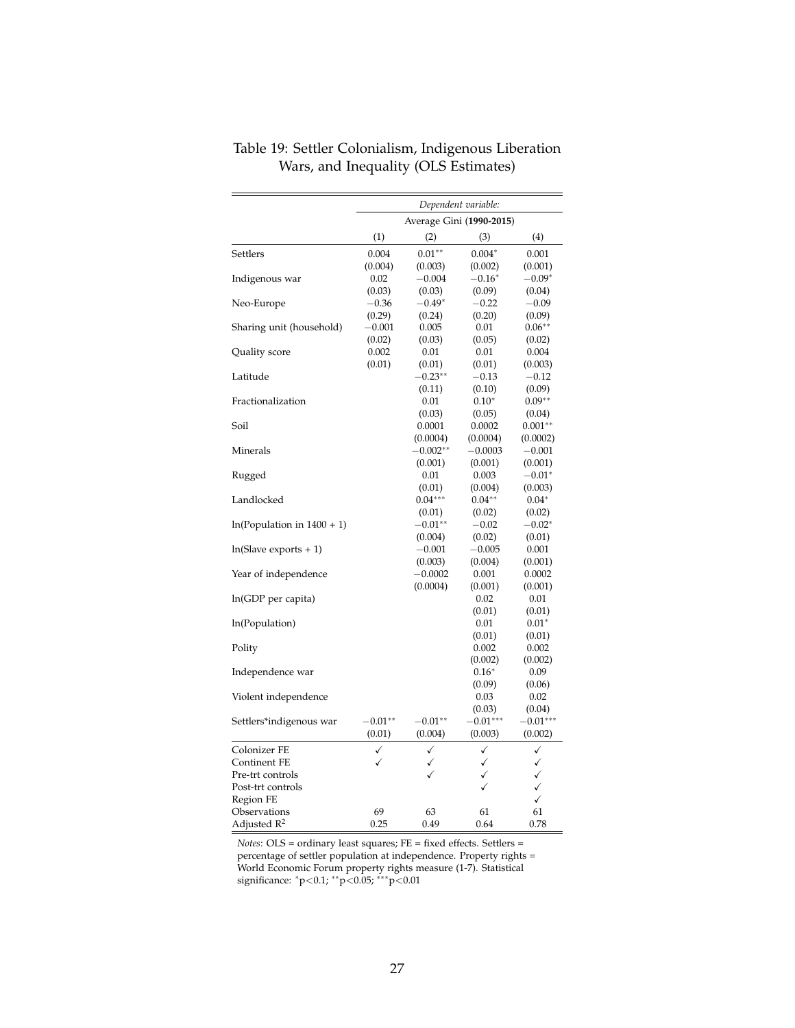Table 19: Settler Colonialism, Indigenous Liberation Wars, and Inequality (OLS Estimates)

| | *Dependent variable:* | | | |
|---|---|---|---|---|
| | Average Gini (**1990-2015**) | | | |
| | (1) | (2) | (3) | (4) |
| Settlers | 0.004 | $0.01^{**}$ | $0.004^{*}$ | 0.001 |
| | (0.004) | (0.003) | (0.002) | (0.001) |
| Indigenous war | 0.02 | −0.004 | $-0.16^{*}$ | $-0.09^{*}$ |
| | (0.03) | (0.03) | (0.09) | (0.04) |
| Neo-Europe | −0.36 | $-0.49^{*}$ | −0.22 | −0.09 |
| | (0.29) | (0.24) | (0.20) | (0.09) |
| Sharing unit (household) | −0.001 | 0.005 | 0.01 | $0.06^{**}$ |
| | (0.02) | (0.03) | (0.05) | (0.02) |
| Quality score | 0.002 | 0.01 | 0.01 | 0.004 |
| | (0.01) | (0.01) | (0.01) | (0.003) |
| Latitude | | $-0.23^{**}$ | −0.13 | −0.12 |
| | | (0.11) | (0.10) | (0.09) |
| Fractionalization | | 0.01 | $0.10^{*}$ | $0.09^{**}$ |
| | | (0.03) | (0.05) | (0.04) |
| Soil | | 0.0001 | 0.0002 | $0.001^{**}$ |
| | | (0.0004) | (0.0004) | (0.0002) |
| Minerals | | $-0.002^{**}$ | −0.0003 | −0.001 |
| | | (0.001) | (0.001) | (0.001) |
| Rugged | | 0.01 | 0.003 | $-0.01^{*}$ |
| | | (0.01) | (0.004) | (0.003) |
| Landlocked | | $0.04^{***}$ | $0.04^{**}$ | $0.04^{*}$ |
| | | (0.01) | (0.02) | (0.02) |
| ln(Population in 1400 + 1) | | $-0.01^{**}$ | −0.02 | $-0.02^{*}$ |
| | | (0.004) | (0.02) | (0.01) |
| ln(Slave exports + 1) | | −0.001 | −0.005 | 0.001 |
| | | (0.003) | (0.004) | (0.001) |
| Year of independence | | −0.0002 | 0.001 | 0.0002 |
| | | (0.0004) | (0.001) | (0.001) |
| ln(GDP per capita) | | | 0.02 | 0.01 |
| | | | (0.01) | (0.01) |
| ln(Population) | | | 0.01 | $0.01^{*}$ |
| | | | (0.01) | (0.01) |
| Polity | | | 0.002 | 0.002 |
| | | | (0.002) | (0.002) |
| Independence war | | | $0.16^{*}$ | 0.09 |
| | | | (0.09) | (0.06) |
| Violent independence | | | 0.03 | 0.02 |
| | | | (0.03) | (0.04) |
| Settlers*indigenous war | $-0.01^{**}$ | $-0.01^{**}$ | $-0.01^{***}$ | $-0.01^{***}$ |
| | (0.01) | (0.004) | (0.003) | (0.002) |
| Colonizer FE | ✓ | ✓ | ✓ | ✓ |
| Continent FE | ✓ | ✓ | ✓ | ✓ |
| Pre-trt controls | | ✓ | ✓ | ✓ |
| Post-trt controls | | | ✓ | ✓ |
| Region FE | | | | ✓ |
| Observations | 69 | 63 | 61 | 61 |
| Adjusted $R^2$ | 0.25 | 0.49 | 0.64 | 0.78 |

*Notes*: OLS = ordinary least squares; FE = fixed effects. Settlers = percentage of settler population at independence. Property rights = World Economic Forum property rights measure (1-7). Statistical significance: $^{*}p<0.1$; $^{**}p<0.05$; $^{***}p<0.01$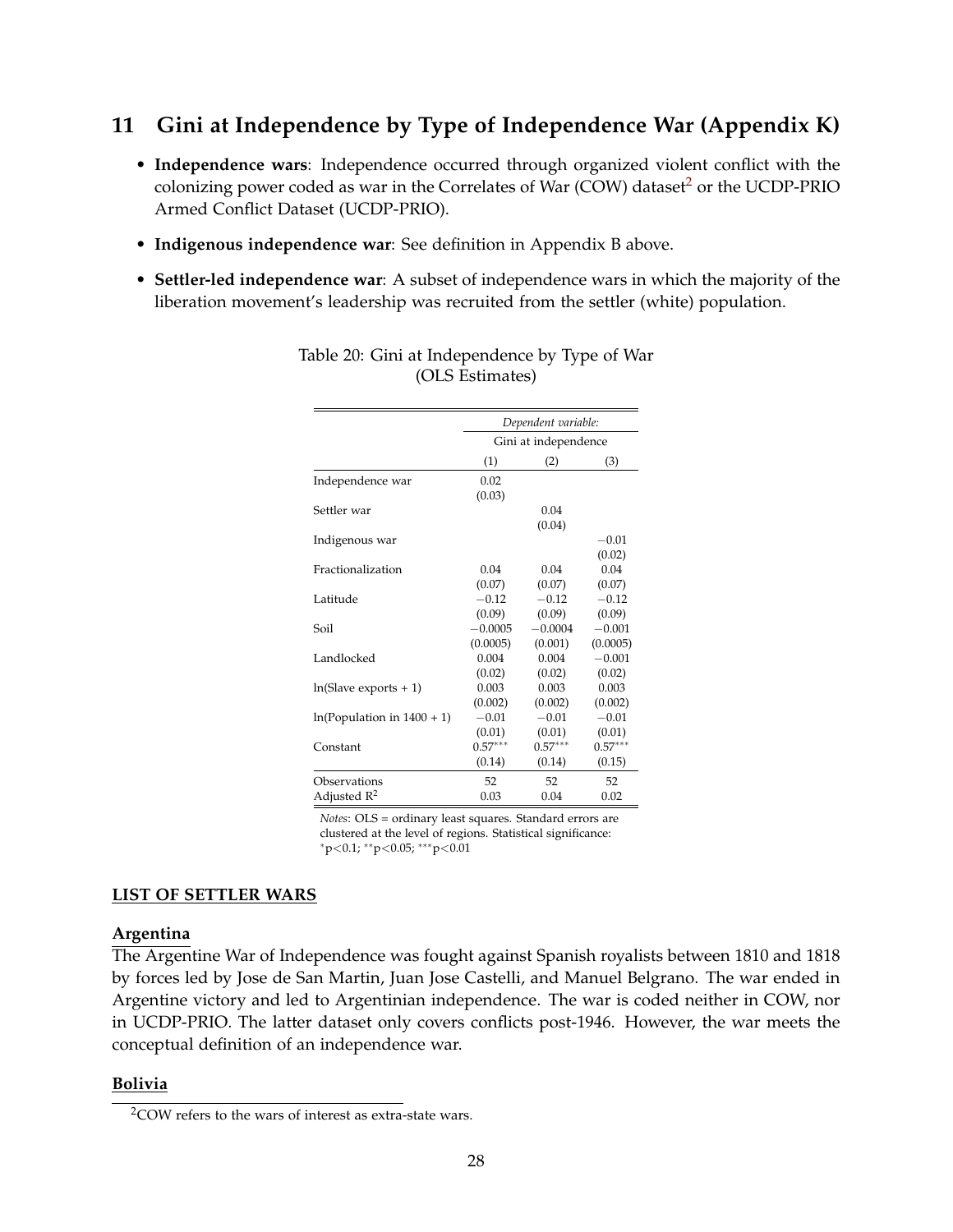## 11 Gini at Independence by Type of Independence War (Appendix K)

- **Independence wars**: Independence occurred through organized violent conflict with the colonizing power coded as war in the Correlates of War (COW) dataset[2] or the UCDP-PRIO Armed Conflict Dataset (UCDP-PRIO).
- **Indigenous independence war**: See definition in Appendix B above.
- **Settler-led independence war**: A subset of independence wars in which the majority of the liberation movement's leadership was recruited from the settler (white) population.

Table 20: Gini at Independence by Type of War (OLS Estimates)

| | *Dependent variable:* | | |
|---|---|---|---|
| | Gini at independence | | |
| | (1) | (2) | (3) |
| Independence war | 0.02 | | |
| | (0.03) | | |
| Settler war | | 0.04 | |
| | | (0.04) | |
| Indigenous war | | | −0.01 |
| | | | (0.02) |
| Fractionalization | 0.04 | 0.04 | 0.04 |
| | (0.07) | (0.07) | (0.07) |
| Latitude | −0.12 | −0.12 | −0.12 |
| | (0.09) | (0.09) | (0.09) |
| Soil | −0.0005 | −0.0004 | −0.001 |
| | (0.0005) | (0.001) | (0.0005) |
| Landlocked | 0.004 | 0.004 | −0.001 |
| | (0.02) | (0.02) | (0.02) |
| ln(Slave exports + 1) | 0.003 | 0.003 | 0.003 |
| | (0.002) | (0.002) | (0.002) |
| ln(Population in 1400 + 1) | −0.01 | −0.01 | −0.01 |
| | (0.01) | (0.01) | (0.01) |
| Constant | $0.57^{***}$ | $0.57^{***}$ | $0.57^{***}$ |
| | (0.14) | (0.14) | (0.15) |
| Observations | 52 | 52 | 52 |
| Adjusted $R^2$ | 0.03 | 0.04 | 0.02 |

*Notes*: OLS = ordinary least squares. Standard errors are clustered at the level of regions. Statistical significance: $^{*}$p<0.1; $^{**}$p<0.05; $^{***}$p<0.01

**LIST OF SETTLER WARS**

**Argentina**

The Argentine War of Independence was fought against Spanish royalists between 1810 and 1818 by forces led by Jose de San Martin, Juan Jose Castelli, and Manuel Belgrano. The war ended in Argentine victory and led to Argentinian independence. The war is coded neither in COW, nor in UCDP-PRIO. The latter dataset only covers conflicts post-1946. However, the war meets the conceptual definition of an independence war.

**Bolivia**

[2] COW refers to the wars of interest as extra-state wars.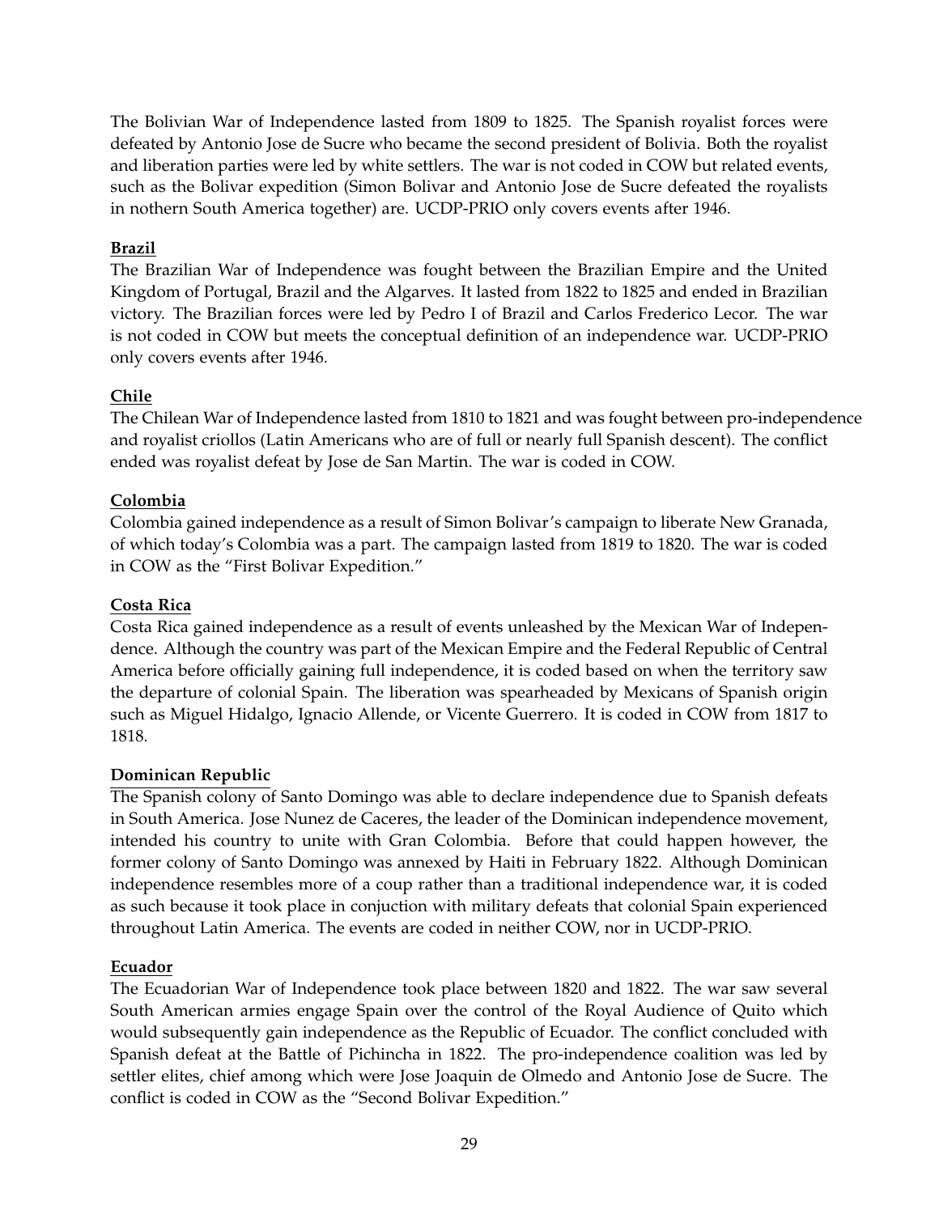The Bolivian War of Independence lasted from 1809 to 1825. The Spanish royalist forces were defeated by Antonio Jose de Sucre who became the second president of Bolivia. Both the royalist and liberation parties were led by white settlers. The war is not coded in COW but related events, such as the Bolivar expedition (Simon Bolivar and Antonio Jose de Sucre defeated the royalists in nothern South America together) are. UCDP-PRIO only covers events after 1946.

**Brazil**

The Brazilian War of Independence was fought between the Brazilian Empire and the United Kingdom of Portugal, Brazil and the Algarves. It lasted from 1822 to 1825 and ended in Brazilian victory. The Brazilian forces were led by Pedro I of Brazil and Carlos Frederico Lecor. The war is not coded in COW but meets the conceptual definition of an independence war. UCDP-PRIO only covers events after 1946.

**Chile**

The Chilean War of Independence lasted from 1810 to 1821 and was fought between pro-independence and royalist criollos (Latin Americans who are of full or nearly full Spanish descent). The conflict ended was royalist defeat by Jose de San Martin. The war is coded in COW.

**Colombia**

Colombia gained independence as a result of Simon Bolivar's campaign to liberate New Granada, of which today's Colombia was a part. The campaign lasted from 1819 to 1820. The war is coded in COW as the "First Bolivar Expedition."

**Costa Rica**

Costa Rica gained independence as a result of events unleashed by the Mexican War of Independence. Although the country was part of the Mexican Empire and the Federal Republic of Central America before officially gaining full independence, it is coded based on when the territory saw the departure of colonial Spain. The liberation was spearheaded by Mexicans of Spanish origin such as Miguel Hidalgo, Ignacio Allende, or Vicente Guerrero. It is coded in COW from 1817 to 1818.

**Dominican Republic**

The Spanish colony of Santo Domingo was able to declare independence due to Spanish defeats in South America. Jose Nunez de Caceres, the leader of the Dominican independence movement, intended his country to unite with Gran Colombia. Before that could happen however, the former colony of Santo Domingo was annexed by Haiti in February 1822. Although Dominican independence resembles more of a coup rather than a traditional independence war, it is coded as such because it took place in conjuction with military defeats that colonial Spain experienced throughout Latin America. The events are coded in neither COW, nor in UCDP-PRIO.

**Ecuador**

The Ecuadorian War of Independence took place between 1820 and 1822. The war saw several South American armies engage Spain over the control of the Royal Audience of Quito which would subsequently gain independence as the Republic of Ecuador. The conflict concluded with Spanish defeat at the Battle of Pichincha in 1822. The pro-independence coalition was led by settler elites, chief among which were Jose Joaquin de Olmedo and Antonio Jose de Sucre. The conflict is coded in COW as the "Second Bolivar Expedition."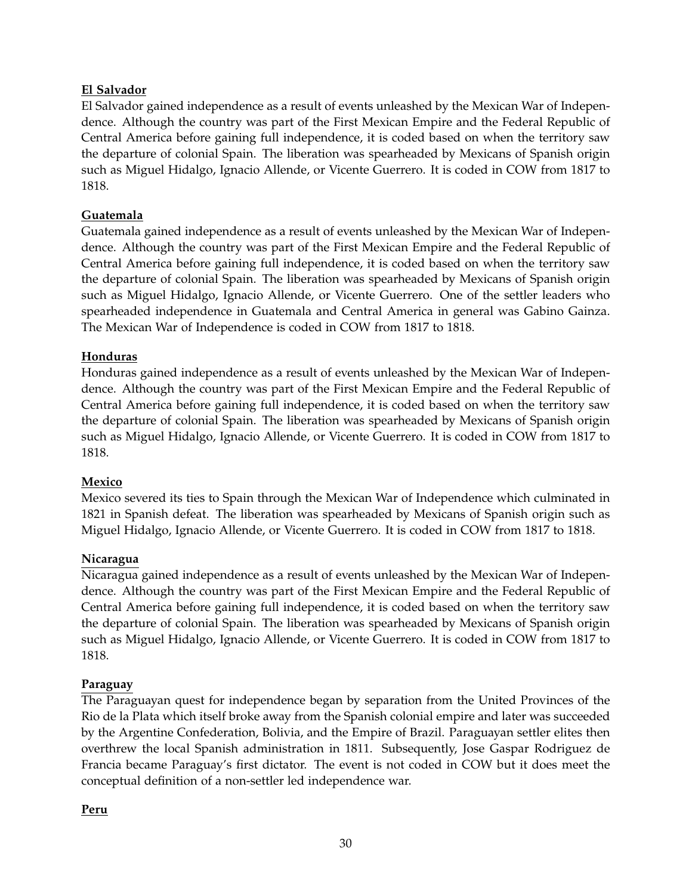**El Salvador**

El Salvador gained independence as a result of events unleashed by the Mexican War of Independence. Although the country was part of the First Mexican Empire and the Federal Republic of Central America before gaining full independence, it is coded based on when the territory saw the departure of colonial Spain. The liberation was spearheaded by Mexicans of Spanish origin such as Miguel Hidalgo, Ignacio Allende, or Vicente Guerrero. It is coded in COW from 1817 to 1818.

**Guatemala**

Guatemala gained independence as a result of events unleashed by the Mexican War of Independence. Although the country was part of the First Mexican Empire and the Federal Republic of Central America before gaining full independence, it is coded based on when the territory saw the departure of colonial Spain. The liberation was spearheaded by Mexicans of Spanish origin such as Miguel Hidalgo, Ignacio Allende, or Vicente Guerrero. One of the settler leaders who spearheaded independence in Guatemala and Central America in general was Gabino Gainza. The Mexican War of Independence is coded in COW from 1817 to 1818.

**Honduras**

Honduras gained independence as a result of events unleashed by the Mexican War of Independence. Although the country was part of the First Mexican Empire and the Federal Republic of Central America before gaining full independence, it is coded based on when the territory saw the departure of colonial Spain. The liberation was spearheaded by Mexicans of Spanish origin such as Miguel Hidalgo, Ignacio Allende, or Vicente Guerrero. It is coded in COW from 1817 to 1818.

**Mexico**

Mexico severed its ties to Spain through the Mexican War of Independence which culminated in 1821 in Spanish defeat. The liberation was spearheaded by Mexicans of Spanish origin such as Miguel Hidalgo, Ignacio Allende, or Vicente Guerrero. It is coded in COW from 1817 to 1818.

**Nicaragua**

Nicaragua gained independence as a result of events unleashed by the Mexican War of Independence. Although the country was part of the First Mexican Empire and the Federal Republic of Central America before gaining full independence, it is coded based on when the territory saw the departure of colonial Spain. The liberation was spearheaded by Mexicans of Spanish origin such as Miguel Hidalgo, Ignacio Allende, or Vicente Guerrero. It is coded in COW from 1817 to 1818.

**Paraguay**

The Paraguayan quest for independence began by separation from the United Provinces of the Rio de la Plata which itself broke away from the Spanish colonial empire and later was succeeded by the Argentine Confederation, Bolivia, and the Empire of Brazil. Paraguayan settler elites then overthrew the local Spanish administration in 1811. Subsequently, Jose Gaspar Rodriguez de Francia became Paraguay's first dictator. The event is not coded in COW but it does meet the conceptual definition of a non-settler led independence war.

**Peru**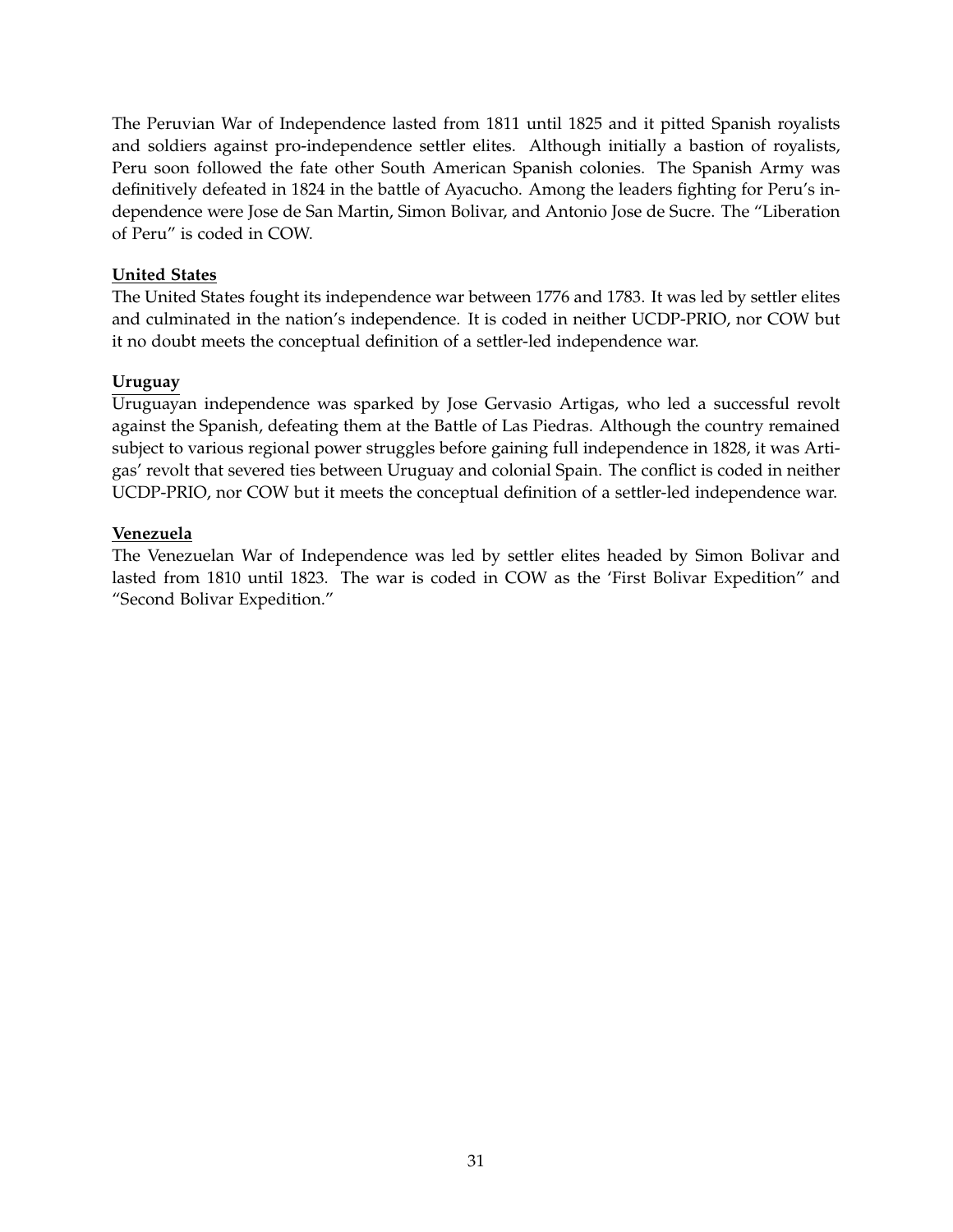The Peruvian War of Independence lasted from 1811 until 1825 and it pitted Spanish royalists and soldiers against pro-independence settler elites. Although initially a bastion of royalists, Peru soon followed the fate other South American Spanish colonies. The Spanish Army was definitively defeated in 1824 in the battle of Ayacucho. Among the leaders fighting for Peru's independence were Jose de San Martin, Simon Bolivar, and Antonio Jose de Sucre. The "Liberation of Peru" is coded in COW.

**United States**

The United States fought its independence war between 1776 and 1783. It was led by settler elites and culminated in the nation's independence. It is coded in neither UCDP-PRIO, nor COW but it no doubt meets the conceptual definition of a settler-led independence war.

**Uruguay**

Uruguayan independence was sparked by Jose Gervasio Artigas, who led a successful revolt against the Spanish, defeating them at the Battle of Las Piedras. Although the country remained subject to various regional power struggles before gaining full independence in 1828, it was Artigas' revolt that severed ties between Uruguay and colonial Spain. The conflict is coded in neither UCDP-PRIO, nor COW but it meets the conceptual definition of a settler-led independence war.

**Venezuela**

The Venezuelan War of Independence was led by settler elites headed by Simon Bolivar and lasted from 1810 until 1823. The war is coded in COW as the 'First Bolivar Expedition" and "Second Bolivar Expedition."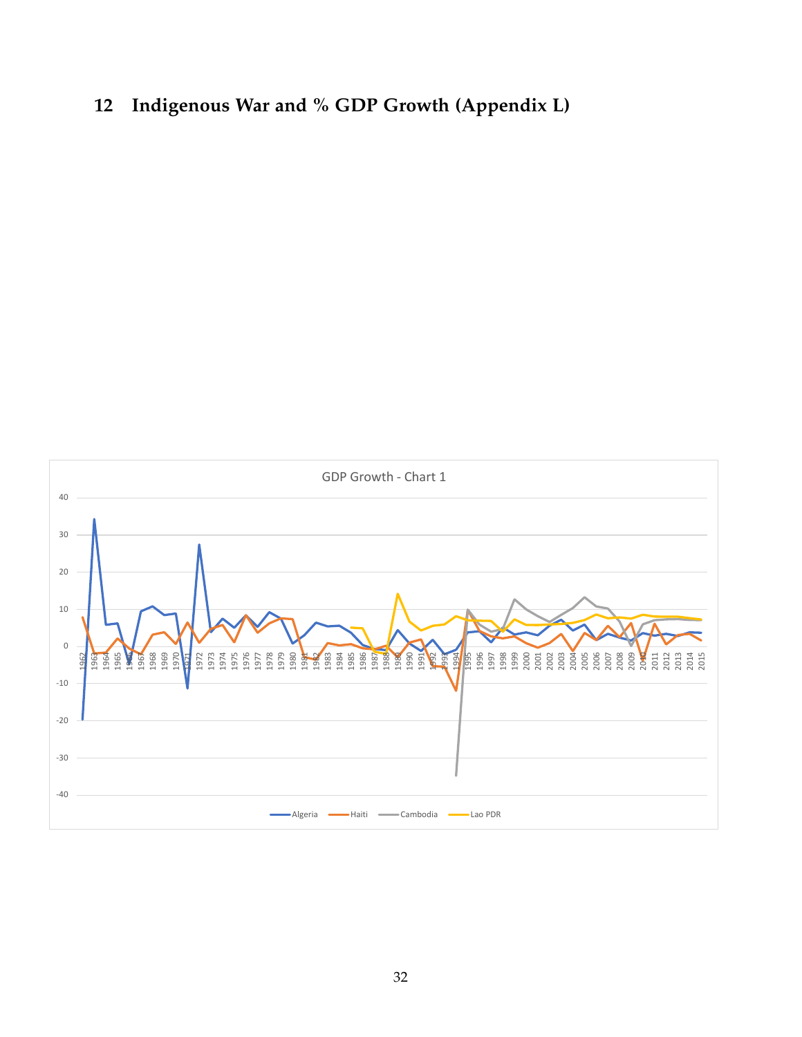## 12 Indigenous War and % GDP Growth (Appendix L)

GDP Growth - Chart 1

Legend: Algeria, Haiti, Cambodia, Lao PDR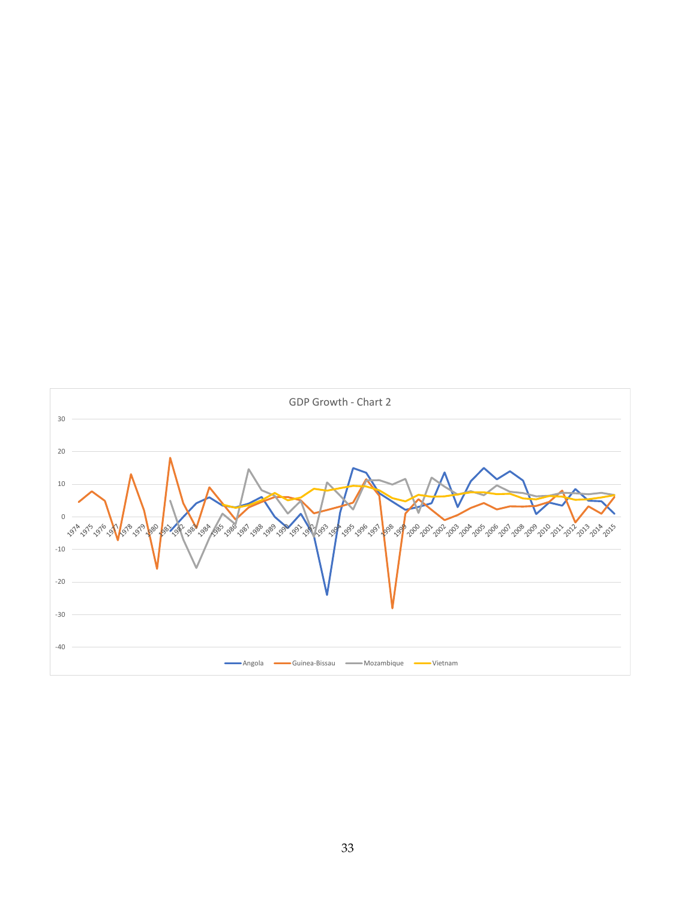GDP Growth - Chart 2

Angola | Guinea-Bissau | Mozambique | Vietnam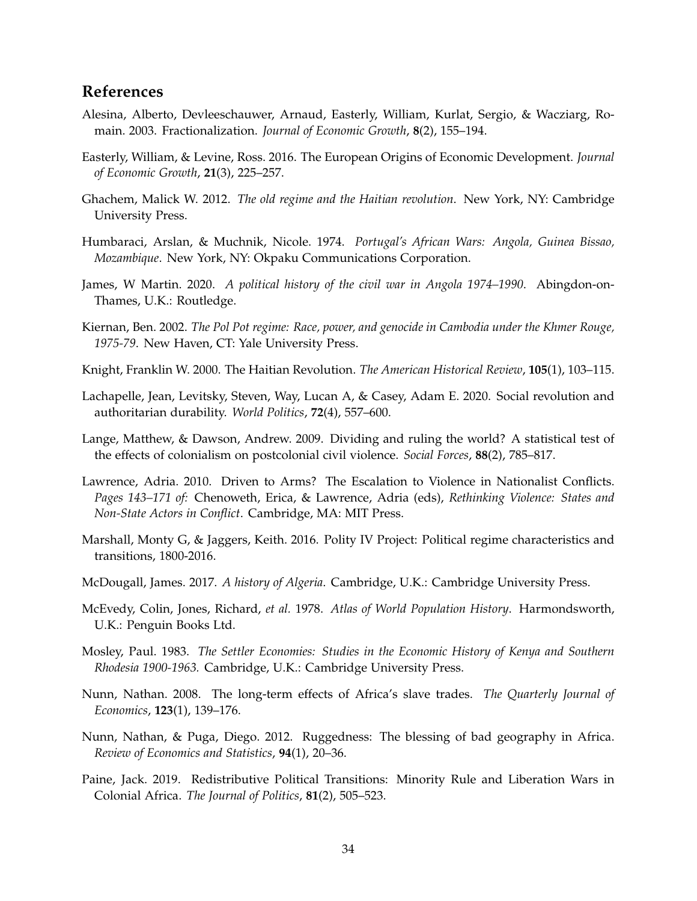## References

Alesina, Alberto, Devleeschauwer, Arnaud, Easterly, William, Kurlat, Sergio, & Wacziarg, Romain. 2003. Fractionalization. *Journal of Economic Growth*, **8**(2), 155–194.

Easterly, William, & Levine, Ross. 2016. The European Origins of Economic Development. *Journal of Economic Growth*, **21**(3), 225–257.

Ghachem, Malick W. 2012. *The old regime and the Haitian revolution*. New York, NY: Cambridge University Press.

Humbaraci, Arslan, & Muchnik, Nicole. 1974. *Portugal's African Wars: Angola, Guinea Bissao, Mozambique*. New York, NY: Okpaku Communications Corporation.

James, W Martin. 2020. *A political history of the civil war in Angola 1974–1990*. Abingdon-on-Thames, U.K.: Routledge.

Kiernan, Ben. 2002. *The Pol Pot regime: Race, power, and genocide in Cambodia under the Khmer Rouge, 1975-79*. New Haven, CT: Yale University Press.

Knight, Franklin W. 2000. The Haitian Revolution. *The American Historical Review*, **105**(1), 103–115.

Lachapelle, Jean, Levitsky, Steven, Way, Lucan A, & Casey, Adam E. 2020. Social revolution and authoritarian durability. *World Politics*, **72**(4), 557–600.

Lange, Matthew, & Dawson, Andrew. 2009. Dividing and ruling the world? A statistical test of the effects of colonialism on postcolonial civil violence. *Social Forces*, **88**(2), 785–817.

Lawrence, Adria. 2010. Driven to Arms? The Escalation to Violence in Nationalist Conflicts. *Pages 143–171 of:* Chenoweth, Erica, & Lawrence, Adria (eds), *Rethinking Violence: States and Non-State Actors in Conflict*. Cambridge, MA: MIT Press.

Marshall, Monty G, & Jaggers, Keith. 2016. Polity IV Project: Political regime characteristics and transitions, 1800-2016.

McDougall, James. 2017. *A history of Algeria*. Cambridge, U.K.: Cambridge University Press.

McEvedy, Colin, Jones, Richard, *et al.* 1978. *Atlas of World Population History*. Harmondsworth, U.K.: Penguin Books Ltd.

Mosley, Paul. 1983. *The Settler Economies: Studies in the Economic History of Kenya and Southern Rhodesia 1900-1963.* Cambridge, U.K.: Cambridge University Press.

Nunn, Nathan. 2008. The long-term effects of Africa's slave trades. *The Quarterly Journal of Economics*, **123**(1), 139–176.

Nunn, Nathan, & Puga, Diego. 2012. Ruggedness: The blessing of bad geography in Africa. *Review of Economics and Statistics*, **94**(1), 20–36.

Paine, Jack. 2019. Redistributive Political Transitions: Minority Rule and Liberation Wars in Colonial Africa. *The Journal of Politics*, **81**(2), 505–523.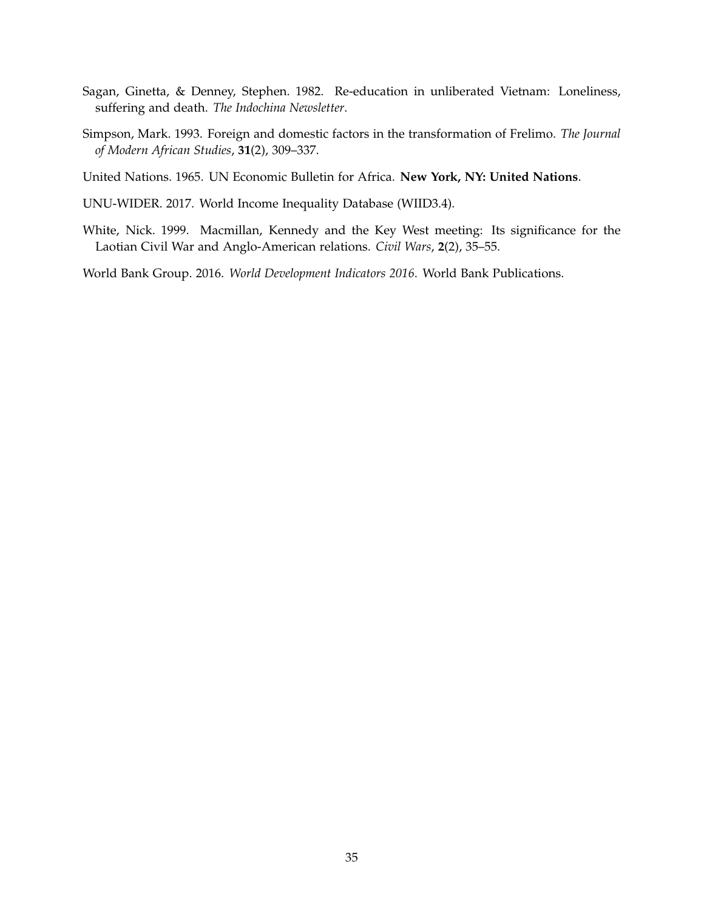Sagan, Ginetta, & Denney, Stephen. 1982. Re-education in unliberated Vietnam: Loneliness, suffering and death. *The Indochina Newsletter*.

Simpson, Mark. 1993. Foreign and domestic factors in the transformation of Frelimo. *The Journal of Modern African Studies*, **31**(2), 309–337.

United Nations. 1965. UN Economic Bulletin for Africa. **New York, NY: United Nations**.

UNU-WIDER. 2017. World Income Inequality Database (WIID3.4).

White, Nick. 1999. Macmillan, Kennedy and the Key West meeting: Its significance for the Laotian Civil War and Anglo-American relations. *Civil Wars*, **2**(2), 35–55.

World Bank Group. 2016. *World Development Indicators 2016*. World Bank Publications.